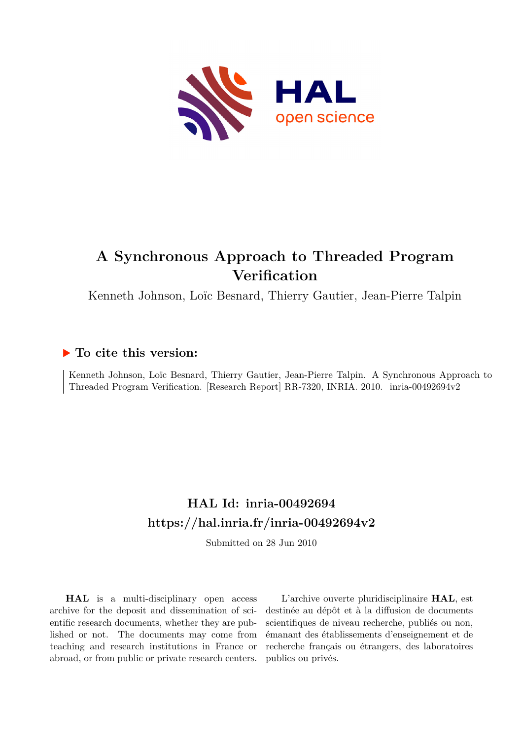HAL open science

# A Synchronous Approach to Threaded Program Verification

Kenneth Johnson, Loïc Besnard, Thierry Gautier, Jean-Pierre Talpin

## ▶ To cite this version:

Kenneth Johnson, Loïc Besnard, Thierry Gautier, Jean-Pierre Talpin. A Synchronous Approach to Threaded Program Verification. [Research Report] RR-7320, INRIA. 2010. inria-00492694v2

## HAL Id: inria-00492694
## https://hal.inria.fr/inria-00492694v2

Submitted on 28 Jun 2010

**HAL** is a multi-disciplinary open access archive for the deposit and dissemination of scientific research documents, whether they are published or not. The documents may come from teaching and research institutions in France or abroad, or from public or private research centers.

L'archive ouverte pluridisciplinaire **HAL**, est destinée au dépôt et à la diffusion de documents scientifiques de niveau recherche, publiés ou non, émanant des établissements d'enseignement et de recherche français ou étrangers, des laboratoires publics ou privés.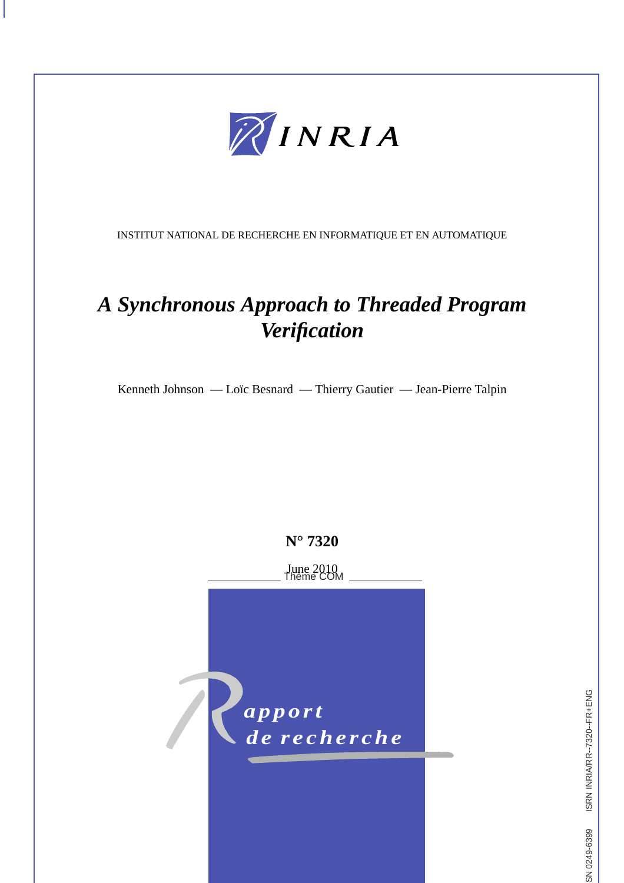INSTITUT NATIONAL DE RECHERCHE EN INFORMATIQUE ET EN AUTOMATIQUE

# *A Synchronous Approach to Threaded Program Verification*

Kenneth Johnson — Loïc Besnard — Thierry Gautier — Jean-Pierre Talpin

**N° 7320**

June 2010

Thème COM

apport de recherche

ISSN 0249-6399 ISRN INRIA/RR--7320--FR+ENG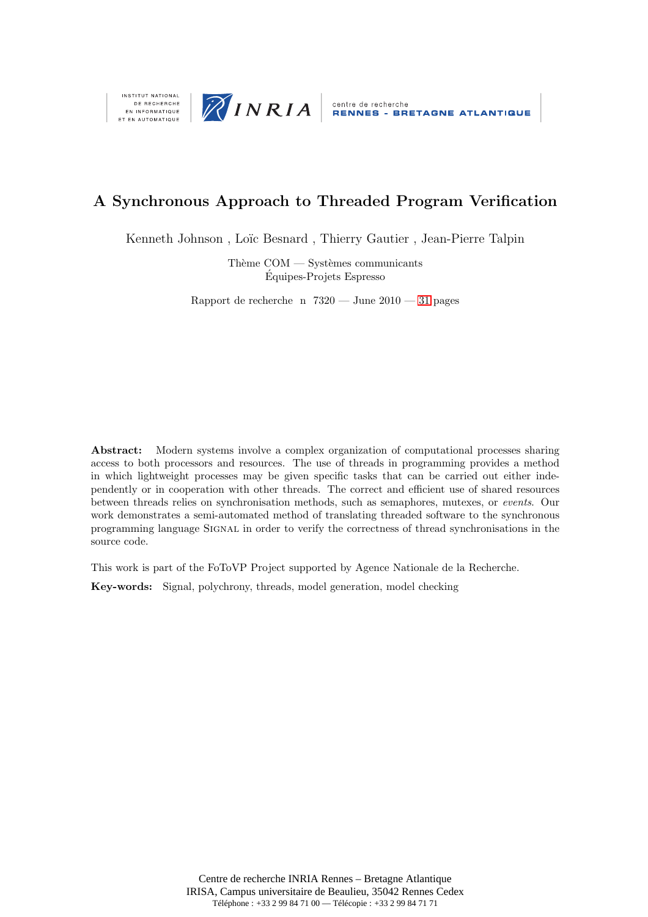INSTITUT NATIONAL DE RECHERCHE EN INFORMATIQUE ET EN AUTOMATIQUE

INRIA

centre de recherche
RENNES - BRETAGNE ATLANTIQUE

# A Synchronous Approach to Threaded Program Verification

Kenneth Johnson , Loïc Besnard , Thierry Gautier , Jean-Pierre Talpin

Thème COM — Systèmes communicants
Équipes-Projets Espresso

Rapport de recherche n 7320 — June 2010 — 31 pages

**Abstract:** Modern systems involve a complex organization of computational processes sharing access to both processors and resources. The use of threads in programming provides a method in which lightweight processes may be given specific tasks that can be carried out either independently or in cooperation with other threads. The correct and efficient use of shared resources between threads relies on synchronisation methods, such as semaphores, mutexes, or *events*. Our work demonstrates a semi-automated method of translating threaded software to the synchronous programming language Signal in order to verify the correctness of thread synchronisations in the source code.

This work is part of the FoToVP Project supported by Agence Nationale de la Recherche.

**Key-words:** Signal, polychrony, threads, model generation, model checking

Centre de recherche INRIA Rennes – Bretagne Atlantique
IRISA, Campus universitaire de Beaulieu, 35042 Rennes Cedex
Téléphone : +33 2 99 84 71 00 — Télécopie : +33 2 99 84 71 71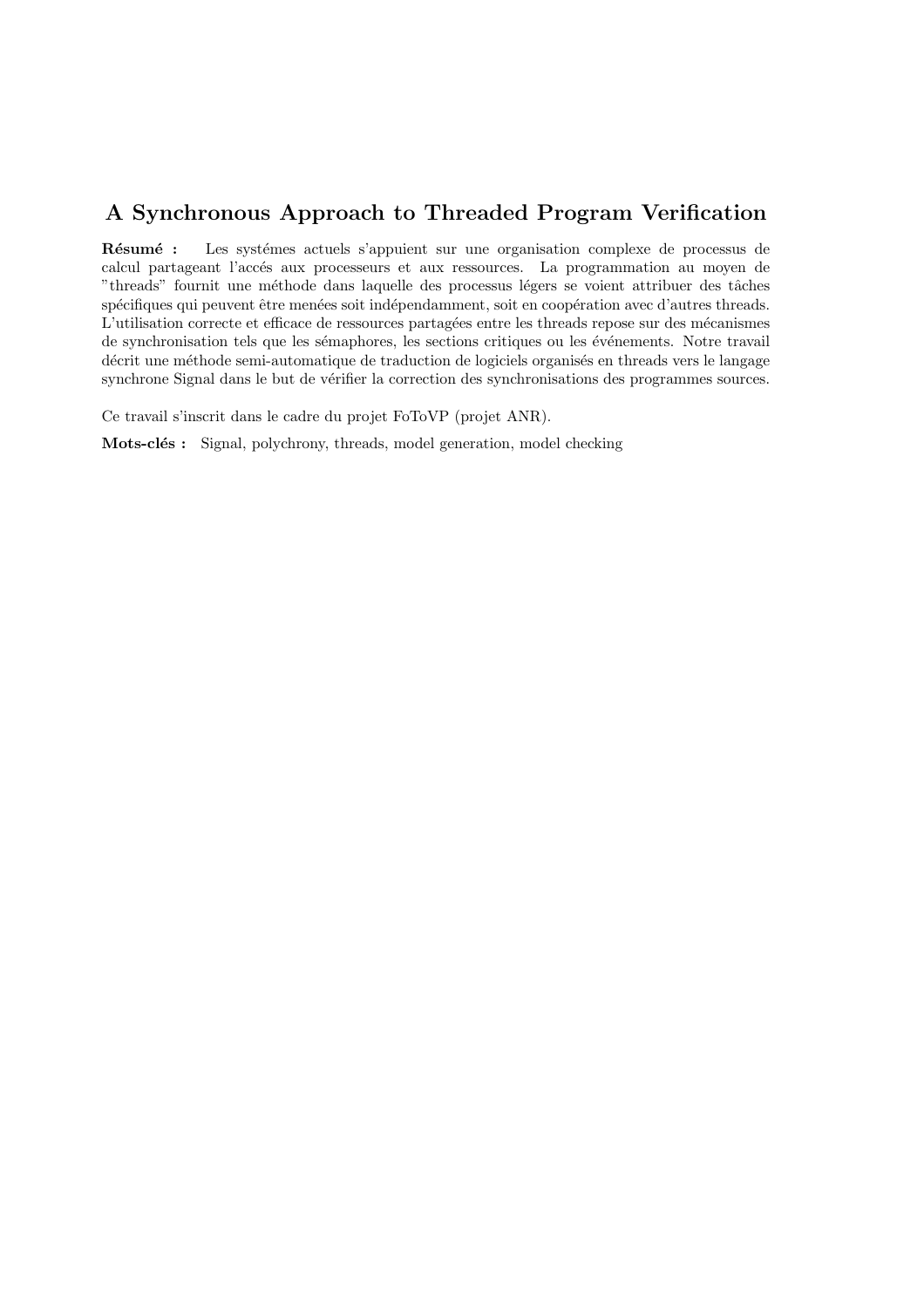# A Synchronous Approach to Threaded Program Verification

**Résumé :** Les systémes actuels s'appuient sur une organisation complexe de processus de calcul partageant l'accés aux processeurs et aux ressources. La programmation au moyen de "threads" fournit une méthode dans laquelle des processus légers se voient attribuer des tâches spécifiques qui peuvent être menées soit indépendamment, soit en coopération avec d'autres threads. L'utilisation correcte et efficace de ressources partagées entre les threads repose sur des mécanismes de synchronisation tels que les sémaphores, les sections critiques ou les événements. Notre travail décrit une méthode semi-automatique de traduction de logiciels organisés en threads vers le langage synchrone Signal dans le but de vérifier la correction des synchronisations des programmes sources.

Ce travail s'inscrit dans le cadre du projet FoToVP (projet ANR).

**Mots-clés :** Signal, polychrony, threads, model generation, model checking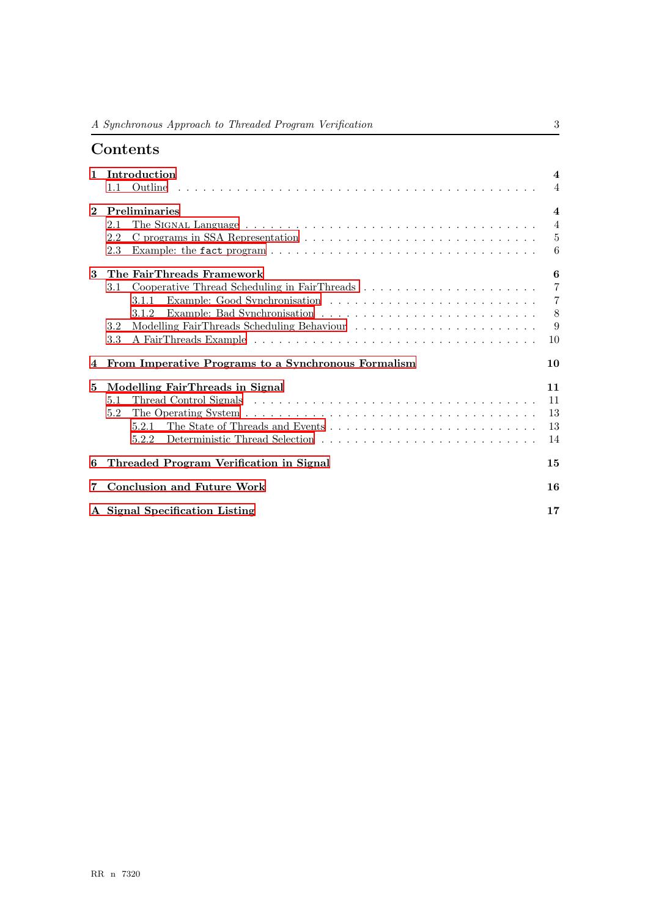# Contents

**1 Introduction** **4**
- 1.1 Outline . . . . . 4

**2 Preliminaries** **4**
- 2.1 The Signal Language . . . . . 4
- 2.2 C programs in SSA Representation . . . . . 5
- 2.3 Example: the `fact` program . . . . . 6

**3 The FairThreads Framework** **6**
- 3.1 Cooperative Thread Scheduling in FairThreads . . . . . 7
  - 3.1.1 Example: Good Synchronisation . . . . . 7
  - 3.1.2 Example: Bad Synchronisation . . . . . 8
- 3.2 Modelling FairThreads Scheduling Behaviour . . . . . 9
- 3.3 A FairThreads Example . . . . . 10

**4 From Imperative Programs to a Synchronous Formalism** **10**

**5 Modelling FairThreads in Signal** **11**
- 5.1 Thread Control Signals . . . . . 11
- 5.2 The Operating System . . . . . 13
  - 5.2.1 The State of Threads and Events . . . . . 13
  - 5.2.2 Deterministic Thread Selection . . . . . 14

**6 Threaded Program Verification in Signal** **15**

**7 Conclusion and Future Work** **16**

**A Signal Specification Listing** **17**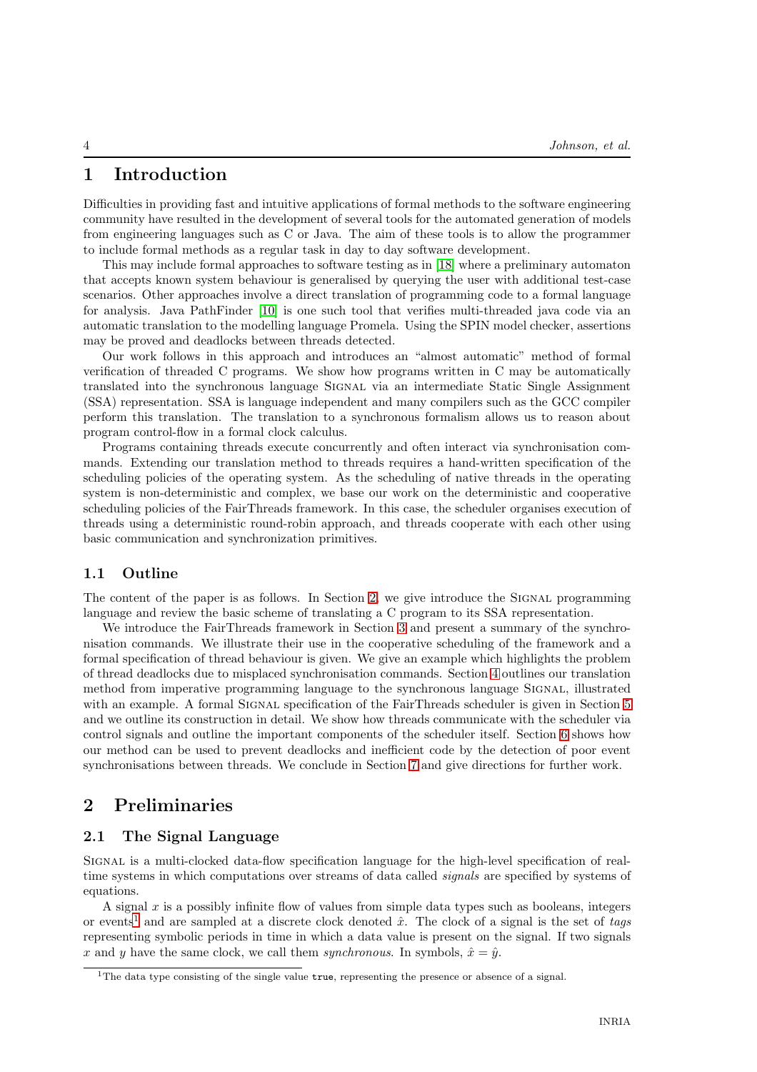# 1 Introduction

Difficulties in providing fast and intuitive applications of formal methods to the software engineering community have resulted in the development of several tools for the automated generation of models from engineering languages such as C or Java. The aim of these tools is to allow the programmer to include formal methods as a regular task in day to day software development.

This may include formal approaches to software testing as in [18] where a preliminary automaton that accepts known system behaviour is generalised by querying the user with additional test-case scenarios. Other approaches involve a direct translation of programming code to a formal language for analysis. Java PathFinder [10] is one such tool that verifies multi-threaded java code via an automatic translation to the modelling language Promela. Using the SPIN model checker, assertions may be proved and deadlocks between threads detected.

Our work follows in this approach and introduces an "almost automatic" method of formal verification of threaded C programs. We show how programs written in C may be automatically translated into the synchronous language Signal via an intermediate Static Single Assignment (SSA) representation. SSA is language independent and many compilers such as the GCC compiler perform this translation. The translation to a synchronous formalism allows us to reason about program control-flow in a formal clock calculus.

Programs containing threads execute concurrently and often interact via synchronisation commands. Extending our translation method to threads requires a hand-written specification of the scheduling policies of the operating system. As the scheduling of native threads in the operating system is non-deterministic and complex, we base our work on the deterministic and cooperative scheduling policies of the FairThreads framework. In this case, the scheduler organises execution of threads using a deterministic round-robin approach, and threads cooperate with each other using basic communication and synchronization primitives.

## 1.1 Outline

The content of the paper is as follows. In Section 2, we give introduce the Signal programming language and review the basic scheme of translating a C program to its SSA representation.

We introduce the FairThreads framework in Section 3 and present a summary of the synchronisation commands. We illustrate their use in the cooperative scheduling of the framework and a formal specification of thread behaviour is given. We give an example which highlights the problem of thread deadlocks due to misplaced synchronisation commands. Section 4 outlines our translation method from imperative programming language to the synchronous language Signal, illustrated with an example. A formal Signal specification of the FairThreads scheduler is given in Section 5 and we outline its construction in detail. We show how threads communicate with the scheduler via control signals and outline the important components of the scheduler itself. Section 6 shows how our method can be used to prevent deadlocks and inefficient code by the detection of poor event synchronisations between threads. We conclude in Section 7 and give directions for further work.

# 2 Preliminaries

## 2.1 The Signal Language

Signal is a multi-clocked data-flow specification language for the high-level specification of real-time systems in which computations over streams of data called *signals* are specified by systems of equations.

A signal $x$ is a possibly infinite flow of values from simple data types such as booleans, integers or events[1] and are sampled at a discrete clock denoted $\hat{x}$. The clock of a signal is the set of *tags* representing symbolic periods in time in which a data value is present on the signal. If two signals $x$ and $y$ have the same clock, we call them *synchronous*. In symbols, $\hat{x} = \hat{y}$.

[1] The data type consisting of the single value `true`, representing the presence or absence of a signal.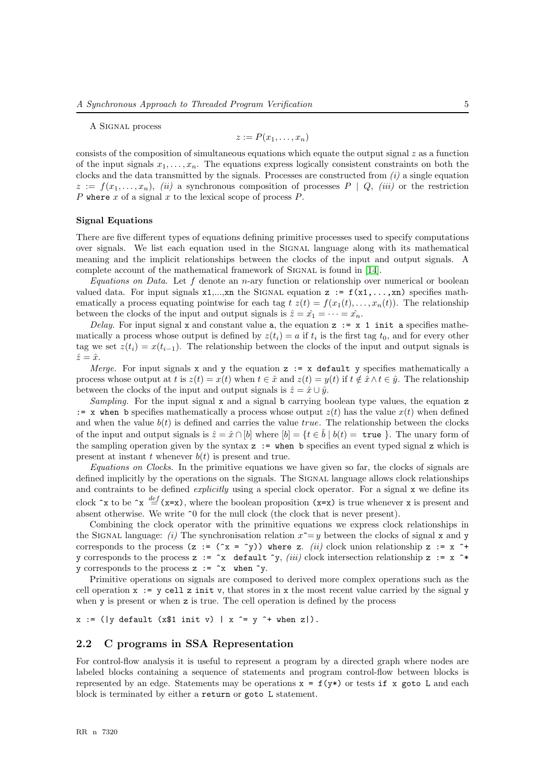A Signal process

$$z := P(x_1, \dots, x_n)$$

consists of the composition of simultaneous equations which equate the output signal $z$ as a function of the input signals $x_1, \dots, x_n$. The equations express logically consistent constraints on both the clocks and the data transmitted by the signals. Processes are constructed from *(i)* a single equation $z := f(x_1, \dots, x_n)$, *(ii)* a synchronous composition of processes $P \mid Q$, *(iii)* or the restriction $P$ `where` $x$ of a signal $x$ to the lexical scope of process $P$.

### Signal Equations

There are five different types of equations defining primitive processes used to specify computations over signals. We list each equation used in the Signal language along with its mathematical meaning and the implicit relationships between the clocks of the input and output signals. A complete account of the mathematical framework of Signal is found in [14].

*Equations on Data.* Let $f$ denote an $n$-ary function or relationship over numerical or boolean valued data. For input signals `x1,...,xn` the Signal equation `z := f(x1,...,xn)` specifies mathematically a process equating pointwise for each tag $t$ $z(t) = f(x_1(t), \dots, x_n(t))$. The relationship between the clocks of the input and output signals is $\hat{z} = \hat{x_1} = \dots = \hat{x_n}$.

*Delay.* For input signal `x` and constant value `a`, the equation `z := x 1 init a` specifies mathematically a process whose output is defined by $z(t_i) = a$ if $t_i$ is the first tag $t_0$, and for every other tag we set $z(t_i) = x(t_{i-1})$. The relationship between the clocks of the input and output signals is $\hat{z} = \hat{x}$.

*Merge.* For input signals `x` and `y` the equation `z := x default y` specifies mathematically a process whose output at $t$ is $z(t) = x(t)$ when $t \in \hat{x}$ and $z(t) = y(t)$ if $t \notin \hat{x} \wedge t \in \hat{y}$. The relationship between the clocks of the input and output signals is $\hat{z} = \hat{x} \cup \hat{y}$.

*Sampling.* For the input signal `x` and a signal `b` carrying boolean type values, the equation `z := x when b` specifies mathematically a process whose output $z(t)$ has the value $x(t)$ when defined and when the value $b(t)$ is defined and carries the value *true*. The relationship between the clocks of the input and output signals is $\hat{z} = \hat{x} \cap [b]$ where $[b] = \{t \in \hat{b} \mid b(t) = \texttt{true}\}$. The unary form of the sampling operation given by the syntax `z := when b` specifies an event typed signal `z` which is present at instant $t$ whenever $b(t)$ is present and true.

*Equations on Clocks.* In the primitive equations we have given so far, the clocks of signals are defined implicitly by the operations on the signals. The Signal language allows clock relationships and contraints to be defined *explicitly* using a special clock operator. For a signal `x` we define its clock `^x` to be `^x` $\stackrel{def}{=}$ `(x=x)`, where the boolean proposition `(x=x)` is true whenever `x` is present and absent otherwise. We write `^0` for the null clock (the clock that is never present).

Combining the clock operator with the primitive equations we express clock relationships in the Signal language: *(i)* The synchronisation relation $x\hat{}=y$ between the clocks of signal `x` and `y` corresponds to the process `(z := (^x = ^y)) where z`. *(ii)* clock union relationship `z := x ^+ y` corresponds to the process `z := ^x default ^y`, *(iii)* clock intersection relationship `z := x ^* y` corresponds to the process `z := ^x when ^y`.

Primitive operations on signals are composed to derived more complex operations such as the cell operation `x := y cell z init v`, that stores in `x` the most recent value carried by the signal `y` when `y` is present or when `z` is true. The cell operation is defined by the process

```
x := (|y default (x$1 init v) | x ^= y ^+ when z|).
```

## 2.2 C programs in SSA Representation

For control-flow analysis it is useful to represent a program by a directed graph where nodes are labeled blocks containing a sequence of statements and program control-flow between blocks is represented by an edge. Statements may be operations `x = f(y*)` or tests `if x goto L` and each block is terminated by either a `return` or `goto L` statement.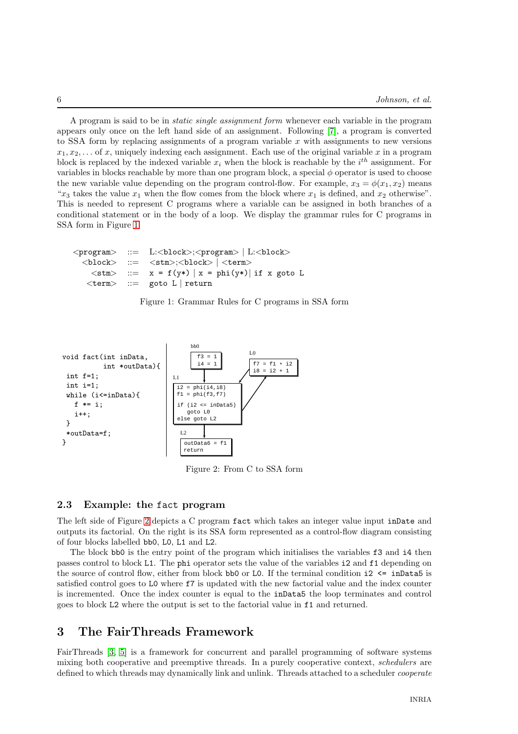A program is said to be in *static single assignment form* whenever each variable in the program appears only once on the left hand side of an assignment. Following [7], a program is converted to SSA form by replacing assignments of a program variable $x$ with assignments to new versions $x_1, x_2, \ldots$ of $x$, uniquely indexing each assignment. Each use of the original variable $x$ in a program block is replaced by the indexed variable $x_i$ when the block is reachable by the $i^{th}$ assignment. For variables in blocks reachable by more than one program block, a special $\phi$ operator is used to choose the new variable value depending on the program control-flow. For example, $x_3 = \phi(x_1, x_2)$ means "$x_3$ takes the value $x_1$ when the flow comes from the block where $x_1$ is defined, and $x_2$ otherwise". This is needed to represent C programs where a variable can be assigned in both branches of a conditional statement or in the body of a loop. We display the grammar rules for C programs in SSA form in Figure 1.

```
<program> ::= L:<block>;<program> | L:<block>
  <block> ::= <stm>;<block> | <term>
    <stm> ::= x = f(y*) | x = phi(y*) | if x goto L
   <term> ::= goto L | return
```

Figure 1: Grammar Rules for C programs in SSA form

```
void fact(int inData,
          int *outData){
 int f=1;
 int i=1;
 while (i<=inData){
   f *= i;
   i++;
 }
 *outData=f;
}
```

```
bb0:
  f3 = 1
  i4 = 1

L0:
  f7 = f1 * i2
  i8 = i2 + 1

L1:
  i2 = phi(i4,i8)
  f1 = phi(f3,f7)

  if (i2 <= inData5)
     goto L0
  else goto L2

L2:
  outData6 = f1
  return
```

Figure 2: From C to SSA form

### 2.3 Example: the fact program

The left side of Figure 2 depicts a C program `fact` which takes an integer value input `inDate` and outputs its factorial. On the right is its SSA form represented as a control-flow diagram consisting of four blocks labelled `bb0`, `L0`, `L1` and `L2`.

The block `bb0` is the entry point of the program which initialises the variables `f3` and `i4` then passes control to block `L1`. The `phi` operator sets the value of the variables `i2` and `f1` depending on the source of control flow, either from block `bb0` or `L0`. If the terminal condition `i2 <= inData5` is satisfied control goes to `L0` where `f7` is updated with the new factorial value and the index counter is incremented. Once the index counter is equal to the `inData5` the loop terminates and control goes to block `L2` where the output is set to the factorial value in `f1` and returned.

## 3 The FairThreads Framework

FairThreads [3, 5] is a framework for concurrent and parallel programming of software systems mixing both cooperative and preemptive threads. In a purely cooperative context, *schedulers* are defined to which threads may dynamically link and unlink. Threads attached to a scheduler *cooperate*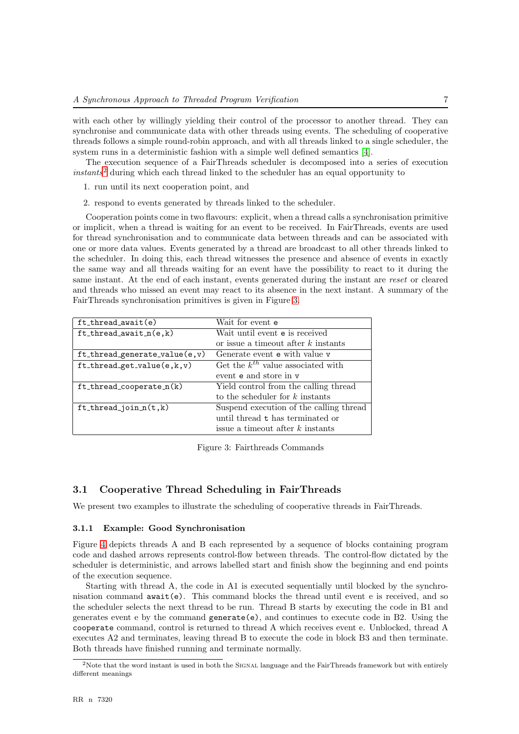with each other by willingly yielding their control of the processor to another thread. They can synchronise and communicate data with other threads using events. The scheduling of cooperative threads follows a simple round-robin approach, and with all threads linked to a single scheduler, the system runs in a deterministic fashion with a simple well defined semantics [4].

The execution sequence of a FairThreads scheduler is decomposed into a series of execution *instants*[2] during which each thread linked to the scheduler has an equal opportunity to

1. run until its next cooperation point, and
2. respond to events generated by threads linked to the scheduler.

Cooperation points come in two flavours: explicit, when a thread calls a synchronisation primitive or implicit, when a thread is waiting for an event to be received. In FairThreads, events are used for thread synchronisation and to communicate data between threads and can be associated with one or more data values. Events generated by a thread are broadcast to all other threads linked to the scheduler. In doing this, each thread witnesses the presence and absence of events in exactly the same way and all threads waiting for an event have the possibility to react to it during the same instant. At the end of each instant, events generated during the instant are *reset* or cleared and threads who missed an event may react to its absence in the next instant. A summary of the FairThreads synchronisation primitives is given in Figure 3.

| | |
|---|---|
| `ft_thread_await(e)` | Wait for event `e` |
| `ft_thread_await_n(e,k)` | Wait until event `e` is received or issue a timeout after $k$ instants |
| `ft_thread_generate_value(e,v)` | Generate event `e` with value `v` |
| `ft_thread_get_value(e,k,v)` | Get the $k^{th}$ value associated with event `e` and store in `v` |
| `ft_thread_cooperate_n(k)` | Yield control from the calling thread to the scheduler for $k$ instants |
| `ft_thread_join_n(t,k)` | Suspend execution of the calling thread until thread `t` has terminated or issue a timeout after $k$ instants |

Figure 3: Fairthreads Commands

### 3.1 Cooperative Thread Scheduling in FairThreads

We present two examples to illustrate the scheduling of cooperative threads in FairThreads.

#### 3.1.1 Example: Good Synchronisation

Figure 4 depicts threads A and B each represented by a sequence of blocks containing program code and dashed arrows represents control-flow between threads. The control-flow dictated by the scheduler is deterministic, and arrows labelled start and finish show the beginning and end points of the execution sequence.

Starting with thread A, the code in A1 is executed sequentially until blocked by the synchronisation command `await(e)`. This command blocks the thread until event e is received, and so the scheduler selects the next thread to be run. Thread B starts by executing the code in B1 and generates event e by the command `generate(e)`, and continues to execute code in B2. Using the `cooperate` command, control is returned to thread A which receives event e. Unblocked, thread A executes A2 and terminates, leaving thread B to execute the code in block B3 and then terminate. Both threads have finished running and terminate normally.

[2] Note that the word instant is used in both the SIGNAL language and the FairThreads framework but with entirely different meanings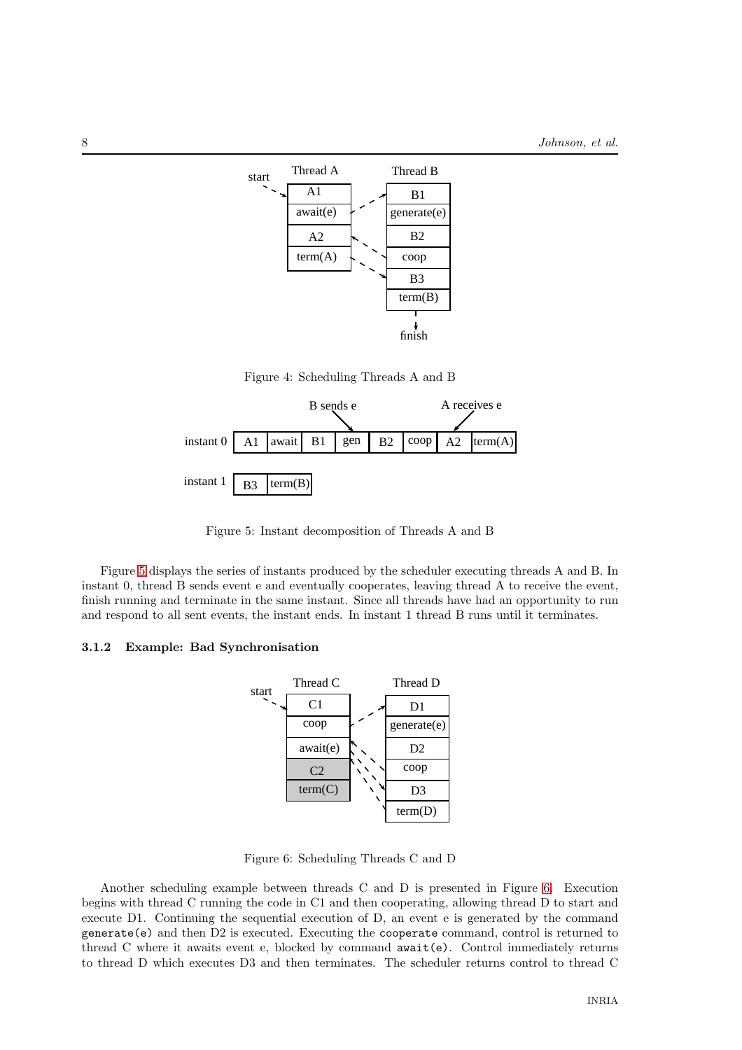Figure 4: Scheduling Threads A and B

Figure 5: Instant decomposition of Threads A and B

Figure 5 displays the series of instants produced by the scheduler executing threads A and B. In instant 0, thread B sends event e and eventually cooperates, leaving thread A to receive the event, finish running and terminate in the same instant. Since all threads have had an opportunity to run and respond to all sent events, the instant ends. In instant 1 thread B runs until it terminates.

#### 3.1.2 Example: Bad Synchronisation

Figure 6: Scheduling Threads C and D

Another scheduling example between threads C and D is presented in Figure 6. Execution begins with thread C running the code in C1 and then cooperating, allowing thread D to start and execute D1. Continuing the sequential execution of D, an event e is generated by the command `generate(e)` and then D2 is executed. Executing the `cooperate` command, control is returned to thread C where it awaits event e, blocked by command `await(e)`. Control immediately returns to thread D which executes D3 and then terminates. The scheduler returns control to thread C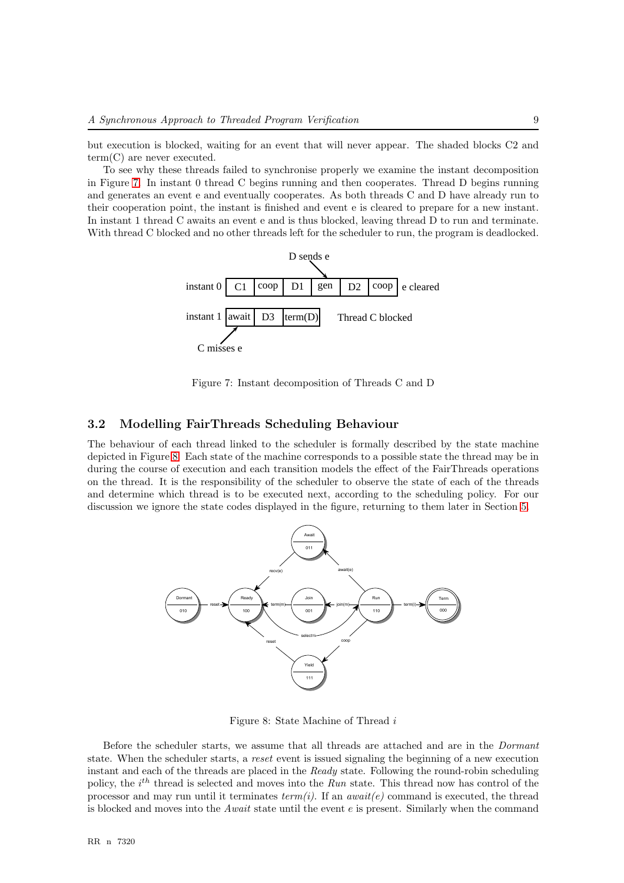but execution is blocked, waiting for an event that will never appear. The shaded blocks C2 and term(C) are never executed.

To see why these threads failed to synchronise properly we examine the instant decomposition in Figure 7. In instant 0 thread C begins running and then cooperates. Thread D begins running and generates an event e and eventually cooperates. As both threads C and D have already run to their cooperation point, the instant is finished and event e is cleared to prepare for a new instant. In instant 1 thread C awaits an event e and is thus blocked, leaving thread D to run and terminate. With thread C blocked and no other threads left for the scheduler to run, the program is deadlocked.

Figure 7: Instant decomposition of Threads C and D

## 3.2 Modelling FairThreads Scheduling Behaviour

The behaviour of each thread linked to the scheduler is formally described by the state machine depicted in Figure 8. Each state of the machine corresponds to a possible state the thread may be in during the course of execution and each transition models the effect of the FairThreads operations on the thread. It is the responsibility of the scheduler to observe the state of each of the threads and determine which thread is to be executed next, according to the scheduling policy. For our discussion we ignore the state codes displayed in the figure, returning to them later in Section 5.

Figure 8: State Machine of Thread $i$

Before the scheduler starts, we assume that all threads are attached and are in the *Dormant* state. When the scheduler starts, a *reset* event is issued signaling the beginning of a new execution instant and each of the threads are placed in the *Ready* state. Following the round-robin scheduling policy, the $i^{th}$ thread is selected and moves into the *Run* state. This thread now has control of the processor and may run until it terminates *term(i)*. If an *await(e)* command is executed, the thread is blocked and moves into the *Await* state until the event *e* is present. Similarly when the command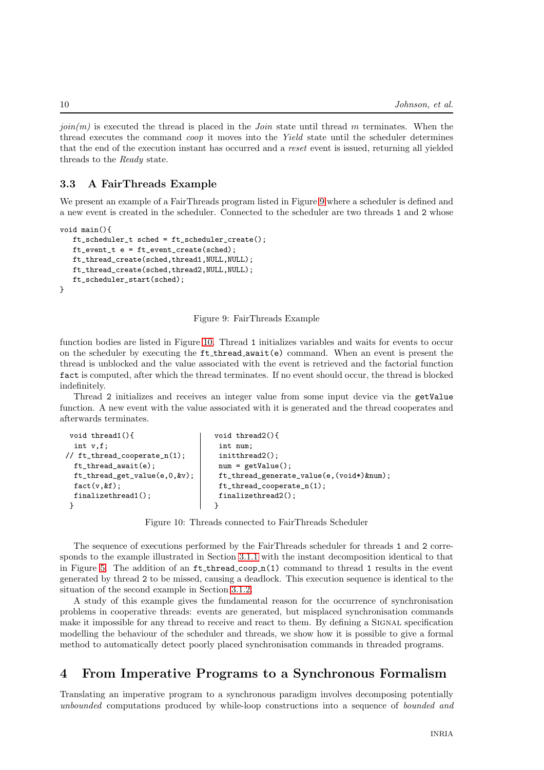*join(m)* is executed the thread is placed in the *Join* state until thread $m$ terminates. When the thread executes the command *coop* it moves into the *Yield* state until the scheduler determines that the end of the execution instant has occurred and a *reset* event is issued, returning all yielded threads to the *Ready* state.

### 3.3 A FairThreads Example

We present an example of a FairThreads program listed in Figure 9 where a scheduler is defined and a new event is created in the scheduler. Connected to the scheduler are two threads 1 and 2 whose

```
void main(){
   ft_scheduler_t sched = ft_scheduler_create();
   ft_event_t e = ft_event_create(sched);
   ft_thread_create(sched,thread1,NULL,NULL);
   ft_thread_create(sched,thread2,NULL,NULL);
   ft_scheduler_start(sched);
}
```

Figure 9: FairThreads Example

function bodies are listed in Figure 10. Thread 1 initializes variables and waits for events to occur on the scheduler by executing the `ft_thread_await(e)` command. When an event is present the thread is unblocked and the value associated with the event is retrieved and the factorial function `fact` is computed, after which the thread terminates. If no event should occur, the thread is blocked indefinitely.

Thread 2 initializes and receives an integer value from some input device via the `getValue` function. A new event with the value associated with it is generated and the thread cooperates and afterwards terminates.

```
void thread1(){
  int v,f;
// ft_thread_cooperate_n(1);
  ft_thread_await(e);
  ft_thread_get_value(e,0,&v);
  fact(v,&f);
  finalizethread1();
}
```

```
void thread2(){
  int num;
  initthread2();
  num = getValue();
  ft_thread_generate_value(e,(void*)&num);
  ft_thread_cooperate_n(1);
  finalizethread2();
}
```

Figure 10: Threads connected to FairThreads Scheduler

The sequence of executions performed by the FairThreads scheduler for threads 1 and 2 corresponds to the example illustrated in Section 3.1.1 with the instant decomposition identical to that in Figure 5. The addition of an `ft_thread_coop_n(1)` command to thread 1 results in the event generated by thread 2 to be missed, causing a deadlock. This execution sequence is identical to the situation of the second example in Section 3.1.2.

A study of this example gives the fundamental reason for the occurrence of synchronisation problems in cooperative threads: events are generated, but misplaced synchronisation commands make it impossible for any thread to receive and react to them. By defining a Signal specification modelling the behaviour of the scheduler and threads, we show how it is possible to give a formal method to automatically detect poorly placed synchronisation commands in threaded programs.

## 4 From Imperative Programs to a Synchronous Formalism

Translating an imperative program to a synchronous paradigm involves decomposing potentially *unbounded* computations produced by while-loop constructions into a sequence of *bounded and*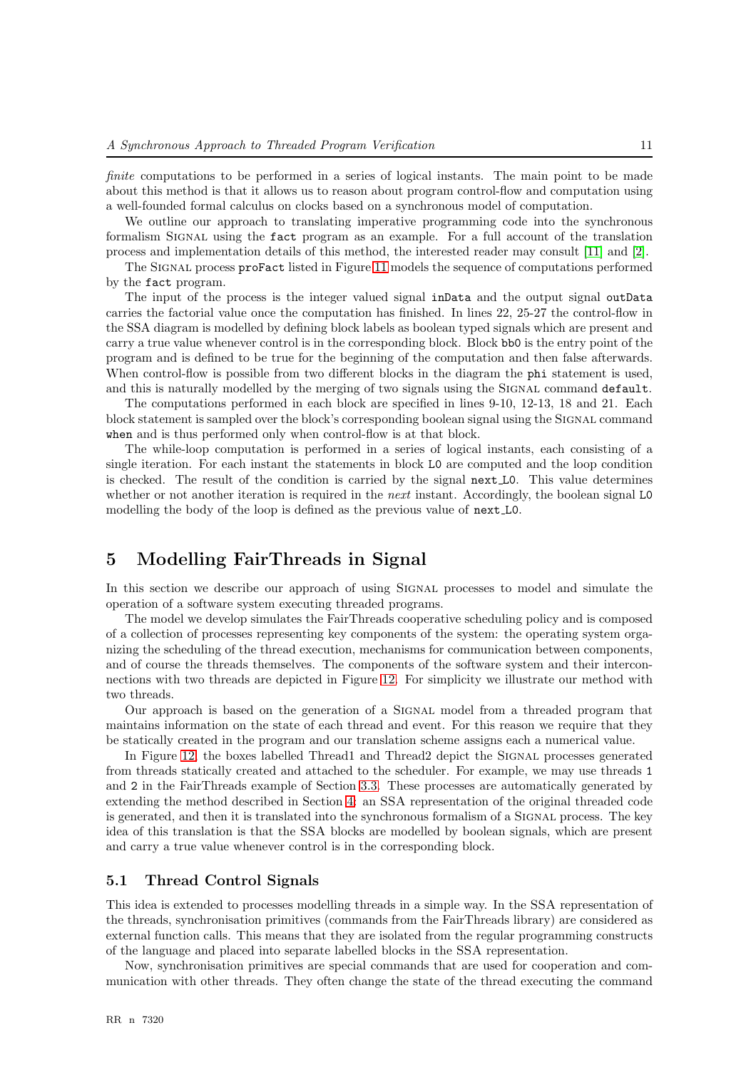*finite* computations to be performed in a series of logical instants. The main point to be made about this method is that it allows us to reason about program control-flow and computation using a well-founded formal calculus on clocks based on a synchronous model of computation.

We outline our approach to translating imperative programming code into the synchronous formalism Signal using the `fact` program as an example. For a full account of the translation process and implementation details of this method, the interested reader may consult [11] and [2].

The Signal process `proFact` listed in Figure 11 models the sequence of computations performed by the `fact` program.

The input of the process is the integer valued signal `inData` and the output signal `outData` carries the factorial value once the computation has finished. In lines 22, 25-27 the control-flow in the SSA diagram is modelled by defining block labels as boolean typed signals which are present and carry a true value whenever control is in the corresponding block. Block `bb0` is the entry point of the program and is defined to be true for the beginning of the computation and then false afterwards. When control-flow is possible from two different blocks in the diagram the `phi` statement is used, and this is naturally modelled by the merging of two signals using the Signal command `default`.

The computations performed in each block are specified in lines 9-10, 12-13, 18 and 21. Each block statement is sampled over the block's corresponding boolean signal using the Signal command `when` and is thus performed only when control-flow is at that block.

The while-loop computation is performed in a series of logical instants, each consisting of a single iteration. For each instant the statements in block `L0` are computed and the loop condition is checked. The result of the condition is carried by the signal `next_L0`. This value determines whether or not another iteration is required in the *next* instant. Accordingly, the boolean signal `L0` modelling the body of the loop is defined as the previous value of `next_L0`.

# 5 Modelling FairThreads in Signal

In this section we describe our approach of using Signal processes to model and simulate the operation of a software system executing threaded programs.

The model we develop simulates the FairThreads cooperative scheduling policy and is composed of a collection of processes representing key components of the system: the operating system organizing the scheduling of the thread execution, mechanisms for communication between components, and of course the threads themselves. The components of the software system and their interconnections with two threads are depicted in Figure 12. For simplicity we illustrate our method with two threads.

Our approach is based on the generation of a Signal model from a threaded program that maintains information on the state of each thread and event. For this reason we require that they be statically created in the program and our translation scheme assigns each a numerical value.

In Figure 12, the boxes labelled Thread1 and Thread2 depict the Signal processes generated from threads statically created and attached to the scheduler. For example, we may use threads `1` and `2` in the FairThreads example of Section 3.3. These processes are automatically generated by extending the method described in Section 4: an SSA representation of the original threaded code is generated, and then it is translated into the synchronous formalism of a Signal process. The key idea of this translation is that the SSA blocks are modelled by boolean signals, which are present and carry a true value whenever control is in the corresponding block.

## 5.1 Thread Control Signals

This idea is extended to processes modelling threads in a simple way. In the SSA representation of the threads, synchronisation primitives (commands from the FairThreads library) are considered as external function calls. This means that they are isolated from the regular programming constructs of the language and placed into separate labelled blocks in the SSA representation.

Now, synchronisation primitives are special commands that are used for cooperation and communication with other threads. They often change the state of the thread executing the command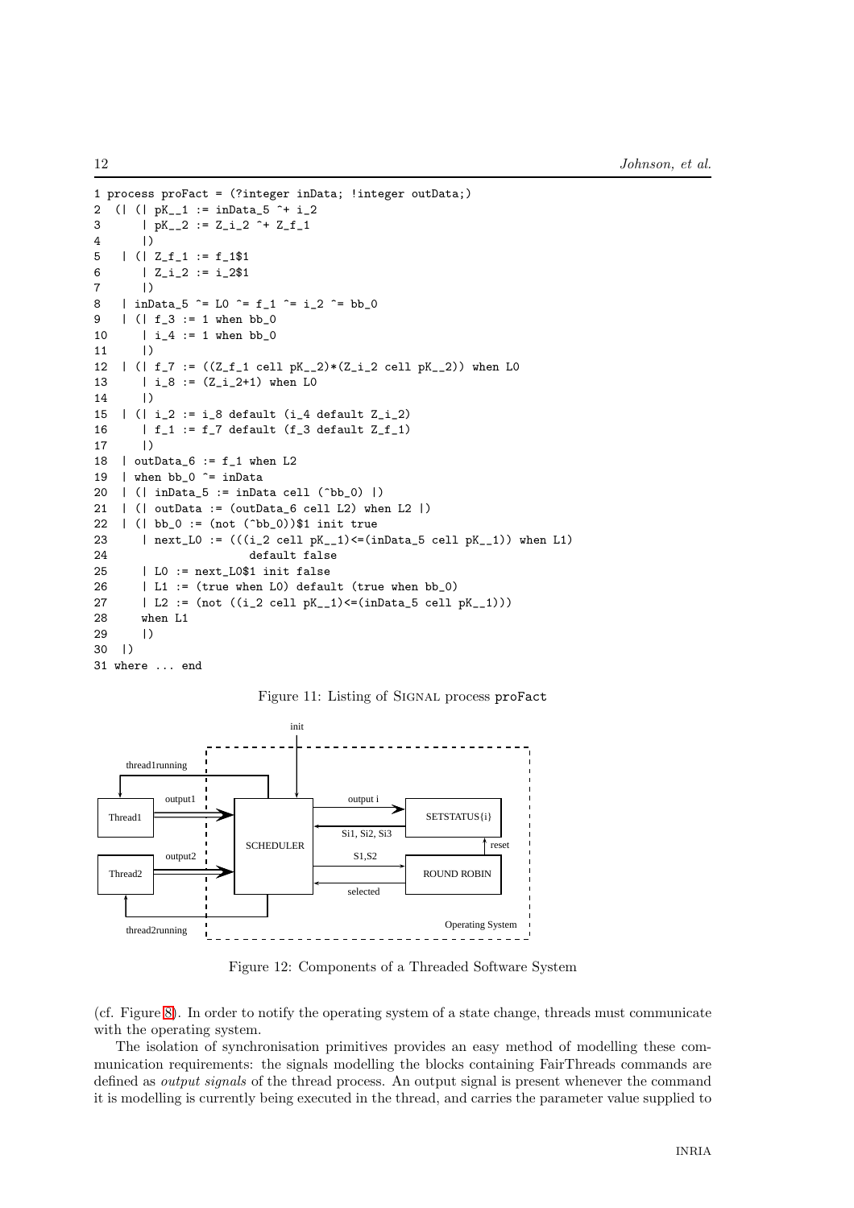```
1 process proFact = (?integer inData; !integer outData;)
2  (| (| pK__1 := inData_5 ^+ i_2
3      | pK__2 := Z_i_2 ^+ Z_f_1
4      |)
5   | (| Z_f_1 := f_1$1
6      | Z_i_2 := i_2$1
7      |)
8   | inData_5 ^= L0 ^= f_1 ^= i_2 ^= bb_0
9   | (| f_3 := 1 when bb_0
10     | i_4 := 1 when bb_0
11     |)
12  | (| f_7 := ((Z_f_1 cell pK__2)*(Z_i_2 cell pK__2)) when L0
13     | i_8 := (Z_i_2+1) when L0
14     |)
15  | (| i_2 := i_8 default (i_4 default Z_i_2)
16     | f_1 := f_7 default (f_3 default Z_f_1)
17     |)
18  | outData_6 := f_1 when L2
19  | when bb_0 ^= inData
20  | (| inData_5 := inData cell (^bb_0) |)
21  | (| outData := (outData_6 cell L2) when L2 |)
22  | (| bb_0 := (not (^bb_0))$1 init true
23     | next_L0 := (((i_2 cell pK__1)<=(inData_5 cell pK__1)) when L1)
24                     default false
25     | L0 := next_L0$1 init false
26     | L1 := (true when L0) default (true when bb_0)
27     | L2 := (not ((i_2 cell pK__1)<=(inData_5 cell pK__1)))
28     when L1
29     |)
30  |)
31 where ... end
```

Figure 11: Listing of SIGNAL process proFact

Figure 12: Components of a Threaded Software System

(cf. Figure 8). In order to notify the operating system of a state change, threads must communicate with the operating system.

The isolation of synchronisation primitives provides an easy method of modelling these communication requirements: the signals modelling the blocks containing FairThreads commands are defined as *output signals* of the thread process. An output signal is present whenever the command it is modelling is currently being executed in the thread, and carries the parameter value supplied to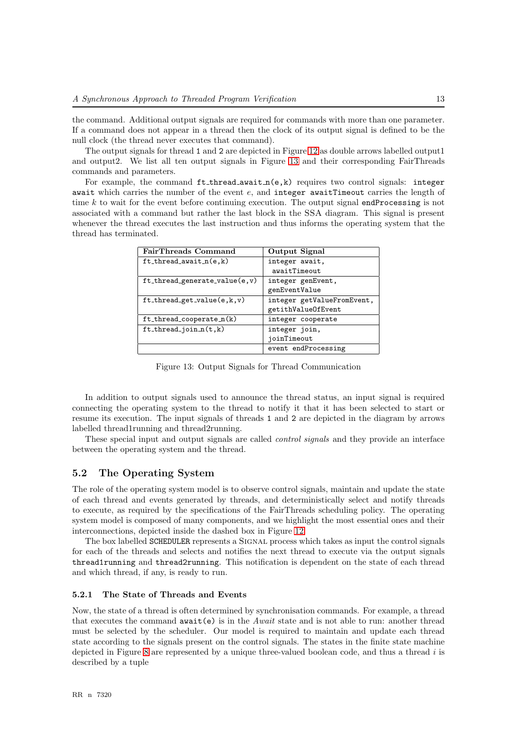the command. Additional output signals are required for commands with more than one parameter. If a command does not appear in a thread then the clock of its output signal is defined to be the null clock (the thread never executes that command).

The output signals for thread 1 and 2 are depicted in Figure 12 as double arrows labelled output1 and output2. We list all ten output signals in Figure 13 and their corresponding FairThreads commands and parameters.

For example, the command `ft_thread_await_n(e,k)` requires two control signals: `integer await` which carries the number of the event $e$, and `integer awaitTimeout` carries the length of time $k$ to wait for the event before continuing execution. The output signal `endProcessing` is not associated with a command but rather the last block in the SSA diagram. This signal is present whenever the thread executes the last instruction and thus informs the operating system that the thread has terminated.

| FairThreads Command | Output Signal |
| --- | --- |
| `ft_thread_await_n(e,k)` | `integer await,` `awaitTimeout` |
| `ft_thread_generate_value(e,v)` | `integer genEvent,` `genEventValue` |
| `ft_thread_get_value(e,k,v)` | `integer getValueFromEvent,` `getithValueOfEvent` |
| `ft_thread_cooperate_n(k)` | `integer cooperate` |
| `ft_thread_join_n(t,k)` | `integer join,` `joinTimeout` |
| | `event endProcessing` |

Figure 13: Output Signals for Thread Communication

In addition to output signals used to announce the thread status, an input signal is required connecting the operating system to the thread to notify it that it has been selected to start or resume its execution. The input signals of threads 1 and 2 are depicted in the diagram by arrows labelled thread1running and thread2running.

These special input and output signals are called *control signals* and they provide an interface between the operating system and the thread.

## 5.2 The Operating System

The role of the operating system model is to observe control signals, maintain and update the state of each thread and events generated by threads, and deterministically select and notify threads to execute, as required by the specifications of the FairThreads scheduling policy. The operating system model is composed of many components, and we highlight the most essential ones and their interconnections, depicted inside the dashed box in Figure 12.

The box labelled `SCHEDULER` represents a Signal process which takes as input the control signals for each of the threads and selects and notifies the next thread to execute via the output signals `thread1running` and `thread2running`. This notification is dependent on the state of each thread and which thread, if any, is ready to run.

### 5.2.1 The State of Threads and Events

Now, the state of a thread is often determined by synchronisation commands. For example, a thread that executes the command `await(e)` is in the *Await* state and is not able to run: another thread must be selected by the scheduler. Our model is required to maintain and update each thread state according to the signals present on the control signals. The states in the finite state machine depicted in Figure 8 are represented by a unique three-valued boolean code, and thus a thread $i$ is described by a tuple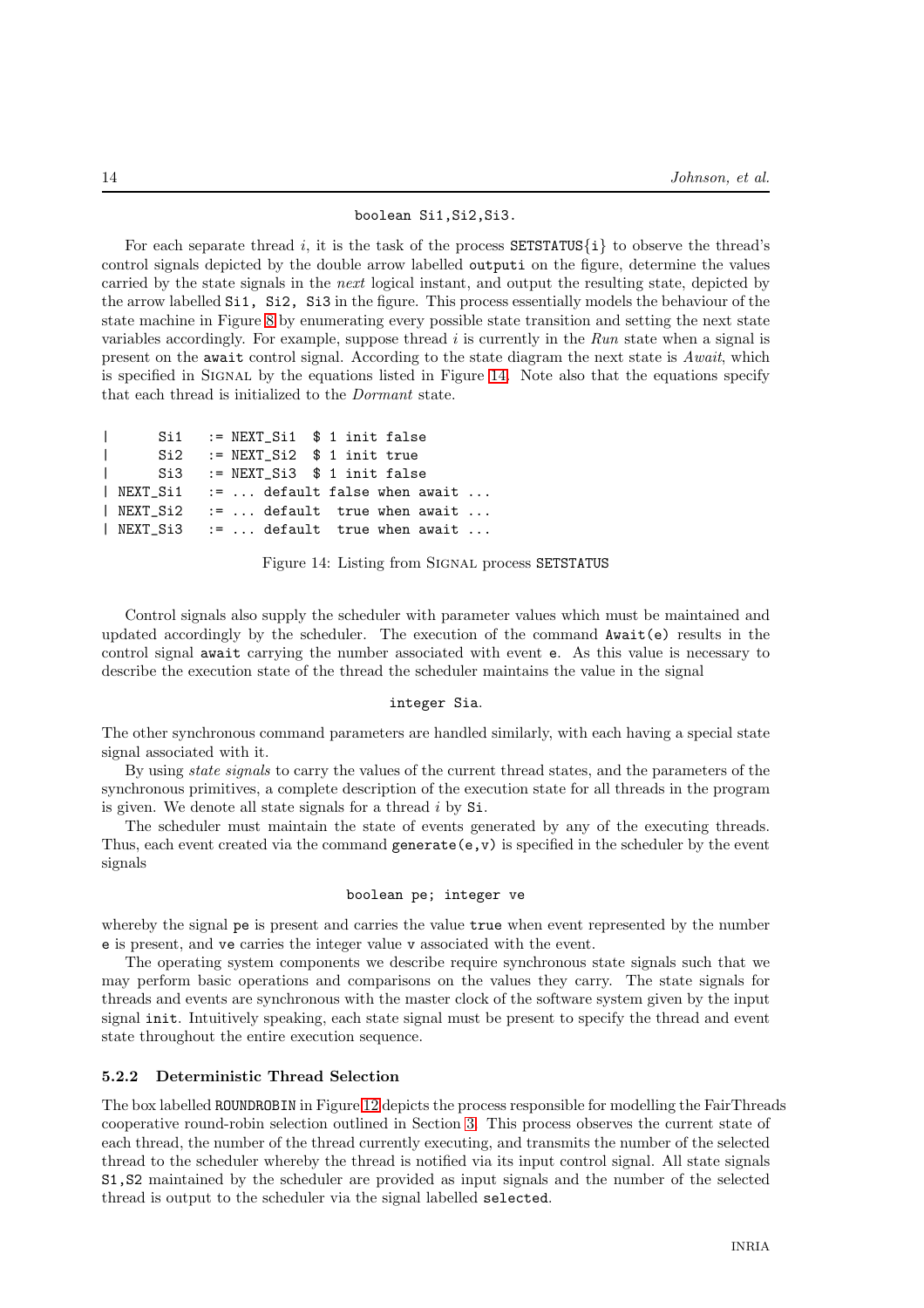```
boolean Si1,Si2,Si3.
```

For each separate thread $i$, it is the task of the process `SETSTATUS{i}` to observe the thread's control signals depicted by the double arrow labelled `outputi` on the figure, determine the values carried by the state signals in the *next* logical instant, and output the resulting state, depicted by the arrow labelled `Si1, Si2, Si3` in the figure. This process essentially models the behaviour of the state machine in Figure 8 by enumerating every possible state transition and setting the next state variables accordingly. For example, suppose thread $i$ is currently in the *Run* state when a signal is present on the `await` control signal. According to the state diagram the next state is *Await*, which is specified in SIGNAL by the equations listed in Figure 14. Note also that the equations specify that each thread is initialized to the *Dormant* state.

```
|      Si1   := NEXT_Si1  $ 1 init false
|      Si2   := NEXT_Si2  $ 1 init true
|      Si3   := NEXT_Si3  $ 1 init false
| NEXT_Si1   := ... default false when await ...
| NEXT_Si2   := ... default  true when await ...
| NEXT_Si3   := ... default  true when await ...
```

Figure 14: Listing from SIGNAL process `SETSTATUS`

Control signals also supply the scheduler with parameter values which must be maintained and updated accordingly by the scheduler. The execution of the command `Await(e)` results in the control signal `await` carrying the number associated with event `e`. As this value is necessary to describe the execution state of the thread the scheduler maintains the value in the signal

```
integer Sia.
```

The other synchronous command parameters are handled similarly, with each having a special state signal associated with it.

By using *state signals* to carry the values of the current thread states, and the parameters of the synchronous primitives, a complete description of the execution state for all threads in the program is given. We denote all state signals for a thread $i$ by `Si`.

The scheduler must maintain the state of events generated by any of the executing threads. Thus, each event created via the command `generate(e,v)` is specified in the scheduler by the event signals

```
boolean pe; integer ve
```

whereby the signal `pe` is present and carries the value `true` when event represented by the number `e` is present, and `ve` carries the integer value `v` associated with the event.

The operating system components we describe require synchronous state signals such that we may perform basic operations and comparisons on the values they carry. The state signals for threads and events are synchronous with the master clock of the software system given by the input signal `init`. Intuitively speaking, each state signal must be present to specify the thread and event state throughout the entire execution sequence.

### 5.2.2 Deterministic Thread Selection

The box labelled `ROUNDROBIN` in Figure 12 depicts the process responsible for modelling the FairThreads cooperative round-robin selection outlined in Section 3. This process observes the current state of each thread, the number of the thread currently executing, and transmits the number of the selected thread to the scheduler whereby the thread is notified via its input control signal. All state signals `S1,S2` maintained by the scheduler are provided as input signals and the number of the selected thread is output to the scheduler via the signal labelled `selected`.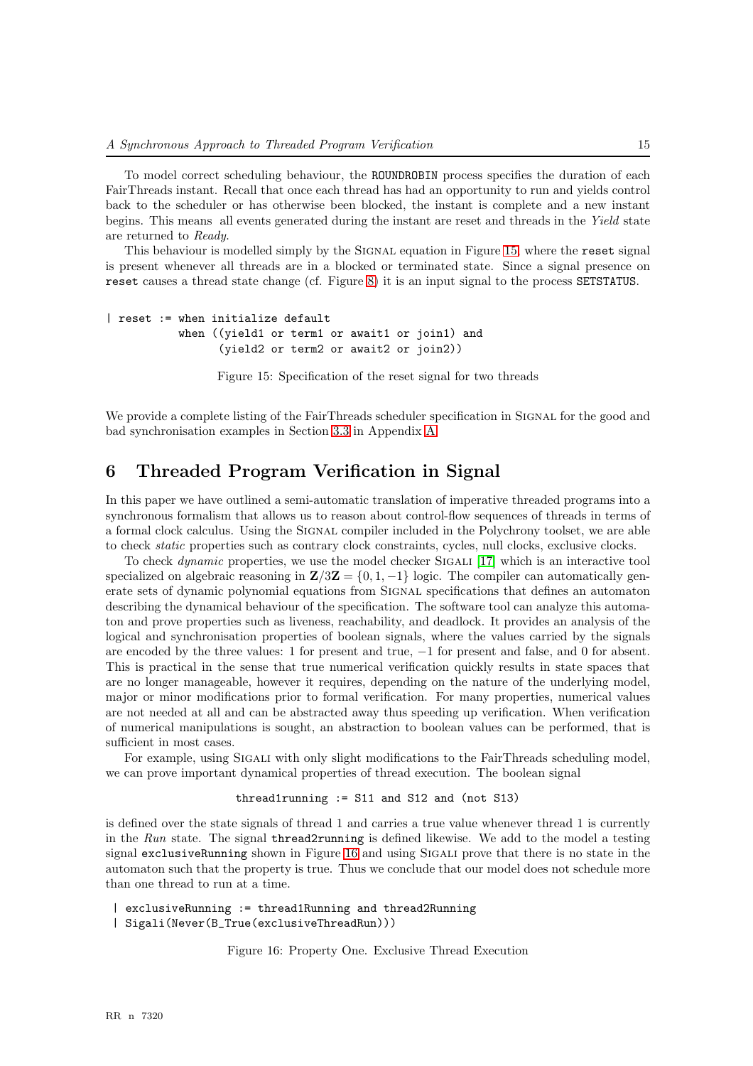To model correct scheduling behaviour, the ROUNDROBIN process specifies the duration of each FairThreads instant. Recall that once each thread has had an opportunity to run and yields control back to the scheduler or has otherwise been blocked, the instant is complete and a new instant begins. This means all events generated during the instant are reset and threads in the *Yield* state are returned to *Ready*.

This behaviour is modelled simply by the SIGNAL equation in Figure 15, where the reset signal is present whenever all threads are in a blocked or terminated state. Since a signal presence on reset causes a thread state change (cf. Figure 8) it is an input signal to the process SETSTATUS.

```
| reset := when initialize default
           when ((yield1 or term1 or await1 or join1) and
                 (yield2 or term2 or await2 or join2))
```

Figure 15: Specification of the reset signal for two threads

We provide a complete listing of the FairThreads scheduler specification in SIGNAL for the good and bad synchronisation examples in Section 3.3 in Appendix A.

# 6 Threaded Program Verification in Signal

In this paper we have outlined a semi-automatic translation of imperative threaded programs into a synchronous formalism that allows us to reason about control-flow sequences of threads in terms of a formal clock calculus. Using the SIGNAL compiler included in the Polychrony toolset, we are able to check *static* properties such as contrary clock constraints, cycles, null clocks, exclusive clocks.

To check *dynamic* properties, we use the model checker SIGALI [17] which is an interactive tool specialized on algebraic reasoning in $\mathbf{Z}/3\mathbf{Z} = \{0, 1, -1\}$ logic. The compiler can automatically generate sets of dynamic polynomial equations from SIGNAL specifications that defines an automaton describing the dynamical behaviour of the specification. The software tool can analyze this automaton and prove properties such as liveness, reachability, and deadlock. It provides an analysis of the logical and synchronisation properties of boolean signals, where the values carried by the signals are encoded by the three values: 1 for present and true, $-1$ for present and false, and 0 for absent. This is practical in the sense that true numerical verification quickly results in state spaces that are no longer manageable, however it requires, depending on the nature of the underlying model, major or minor modifications prior to formal verification. For many properties, numerical values are not needed at all and can be abstracted away thus speeding up verification. When verification of numerical manipulations is sought, an abstraction to boolean values can be performed, that is sufficient in most cases.

For example, using SIGALI with only slight modifications to the FairThreads scheduling model, we can prove important dynamical properties of thread execution. The boolean signal

```
thread1running := S11 and S12 and (not S13)
```

is defined over the state signals of thread 1 and carries a true value whenever thread 1 is currently in the *Run* state. The signal thread2running is defined likewise. We add to the model a testing signal exclusiveRunning shown in Figure 16 and using SIGALI prove that there is no state in the automaton such that the property is true. Thus we conclude that our model does not schedule more than one thread to run at a time.

```
| exclusiveRunning := thread1Running and thread2Running
| Sigali(Never(B_True(exclusiveThreadRun)))
```

Figure 16: Property One. Exclusive Thread Execution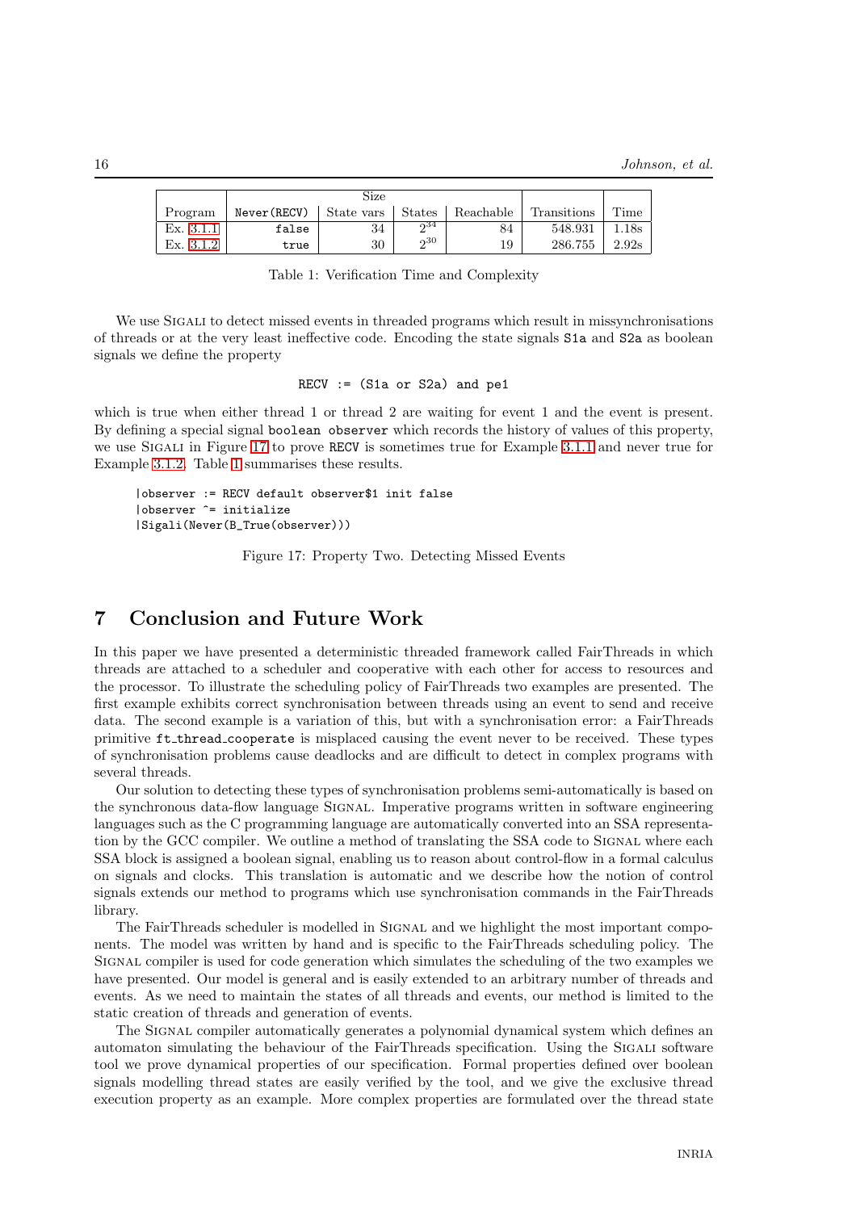| Program | Never(RECV) | Size | | | Transitions | Time |
|---|---|---|---|---|---|---|
| | | State vars | States | Reachable | | |
| Ex. 3.1.1 | false | 34 | $2^{34}$ | 84 | 548.931 | 1.18s |
| Ex. 3.1.2 | true | 30 | $2^{30}$ | 19 | 286.755 | 2.92s |

Table 1: Verification Time and Complexity

We use SIGALI to detect missed events in threaded programs which result in missynchronisations of threads or at the very least ineffective code. Encoding the state signals `S1a` and `S2a` as boolean signals we define the property

```
RECV := (S1a or S2a) and pe1
```

which is true when either thread 1 or thread 2 are waiting for event 1 and the event is present. By defining a special signal `boolean observer` which records the history of values of this property, we use SIGALI in Figure 17 to prove `RECV` is sometimes true for Example 3.1.1 and never true for Example 3.1.2. Table 1 summarises these results.

```
|observer := RECV default observer$1 init false
|observer ^= initialize
|Sigali(Never(B_True(observer)))
```

Figure 17: Property Two. Detecting Missed Events

# 7 Conclusion and Future Work

In this paper we have presented a deterministic threaded framework called FairThreads in which threads are attached to a scheduler and cooperative with each other for access to resources and the processor. To illustrate the scheduling policy of FairThreads two examples are presented. The first example exhibits correct synchronisation between threads using an event to send and receive data. The second example is a variation of this, but with a synchronisation error: a FairThreads primitive `ft_thread_cooperate` is misplaced causing the event never to be received. These types of synchronisation problems cause deadlocks and are difficult to detect in complex programs with several threads.

Our solution to detecting these types of synchronisation problems semi-automatically is based on the synchronous data-flow language SIGNAL. Imperative programs written in software engineering languages such as the C programming language are automatically converted into an SSA representation by the GCC compiler. We outline a method of translating the SSA code to SIGNAL where each SSA block is assigned a boolean signal, enabling us to reason about control-flow in a formal calculus on signals and clocks. This translation is automatic and we describe how the notion of control signals extends our method to programs which use synchronisation commands in the FairThreads library.

The FairThreads scheduler is modelled in SIGNAL and we highlight the most important components. The model was written by hand and is specific to the FairThreads scheduling policy. The SIGNAL compiler is used for code generation which simulates the scheduling of the two examples we have presented. Our model is general and is easily extended to an arbitrary number of threads and events. As we need to maintain the states of all threads and events, our method is limited to the static creation of threads and generation of events.

The SIGNAL compiler automatically generates a polynomial dynamical system which defines an automaton simulating the behaviour of the FairThreads specification. Using the SIGALI software tool we prove dynamical properties of our specification. Formal properties defined over boolean signals modelling thread states are easily verified by the tool, and we give the exclusive thread execution property as an example. More complex properties are formulated over the thread state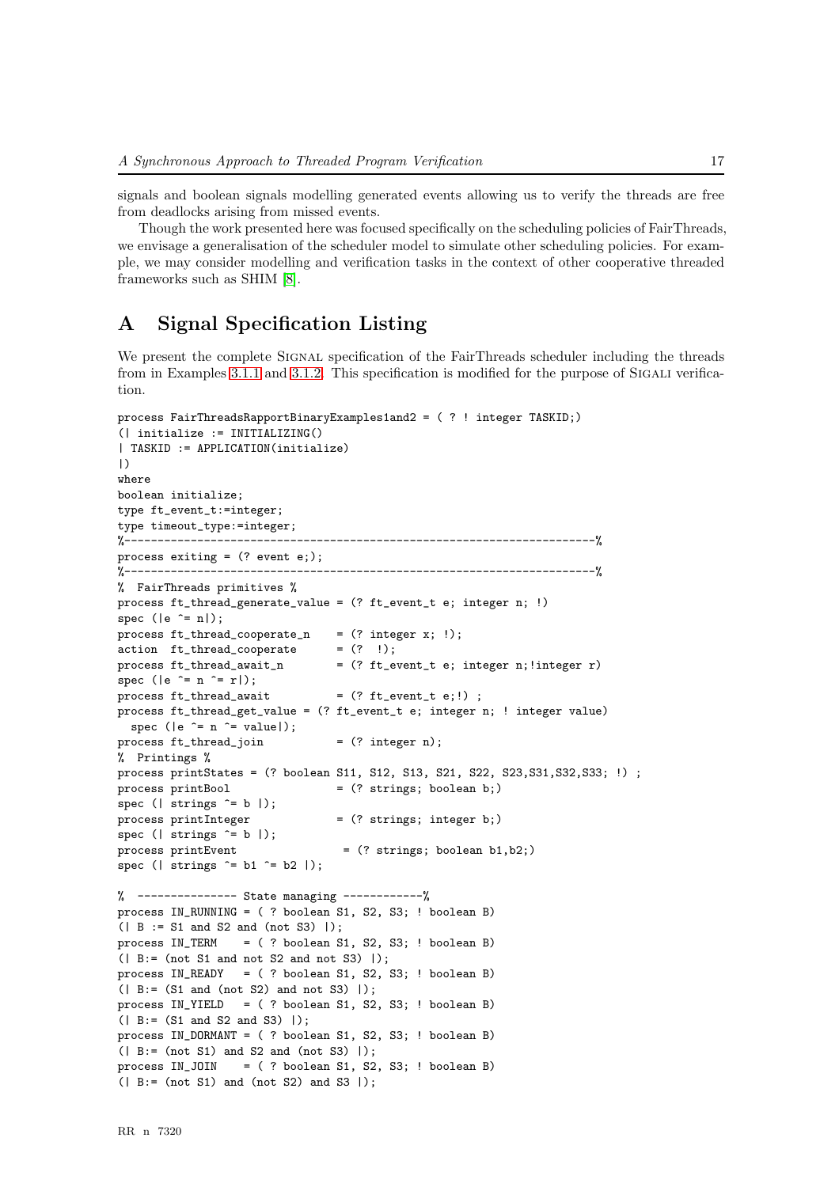signals and boolean signals modelling generated events allowing us to verify the threads are free from deadlocks arising from missed events.

Though the work presented here was focused specifically on the scheduling policies of FairThreads, we envisage a generalisation of the scheduler model to simulate other scheduling policies. For example, we may consider modelling and verification tasks in the context of other cooperative threaded frameworks such as SHIM [8].

# A Signal Specification Listing

We present the complete SIGNAL specification of the FairThreads scheduler including the threads from in Examples 3.1.1 and 3.1.2. This specification is modified for the purpose of SIGALI verification.

```
process FairThreadsRapportBinaryExamples1and2 = ( ? ! integer TASKID;)
(| initialize := INITIALIZING()
| TASKID := APPLICATION(initialize)
|)
where
boolean initialize;
type ft_event_t:=integer;
type timeout_type:=integer;
%----------------------------------------------------------------------%
process exiting = (? event e;);
%----------------------------------------------------------------------%
%  FairThreads primitives %
process ft_thread_generate_value = (? ft_event_t e; integer n; !)
spec (|e ^= n|);
process ft_thread_cooperate_n    = (? integer x; !);
action  ft_thread_cooperate      = (?  !);
process ft_thread_await_n        = (? ft_event_t e; integer n;!integer r)
spec (|e ^= n ^= r|);
process ft_thread_await          = (? ft_event_t e;!) ;
process ft_thread_get_value = (? ft_event_t e; integer n; ! integer value)
  spec (|e ^= n ^= value|);
process ft_thread_join           = (? integer n);
% Printings %
process printStates = (? boolean S11, S12, S13, S21, S22, S23,S31,S32,S33; !) ;
process printBool                = (? strings; boolean b;)
spec (| strings ^= b |);
process printInteger             = (? strings; integer b;)
spec (| strings ^= b |);
process printEvent                = (? strings; boolean b1,b2;)
spec (| strings ^= b1 ^= b2 |);

%  --------------- State managing ------------%
process IN_RUNNING = ( ? boolean S1, S2, S3; ! boolean B)
(| B := S1 and S2 and (not S3) |);
process IN_TERM    = ( ? boolean S1, S2, S3; ! boolean B)
(| B:= (not S1 and not S2 and not S3) |);
process IN_READY   = ( ? boolean S1, S2, S3; ! boolean B)
(| B:= (S1 and (not S2) and not S3) |);
process IN_YIELD   = ( ? boolean S1, S2, S3; ! boolean B)
(| B:= (S1 and S2 and S3) |);
process IN_DORMANT = ( ? boolean S1, S2, S3; ! boolean B)
(| B:= (not S1) and S2 and (not S3) |);
process IN_JOIN    = ( ? boolean S1, S2, S3; ! boolean B)
(| B:= (not S1) and (not S2) and S3 |);
```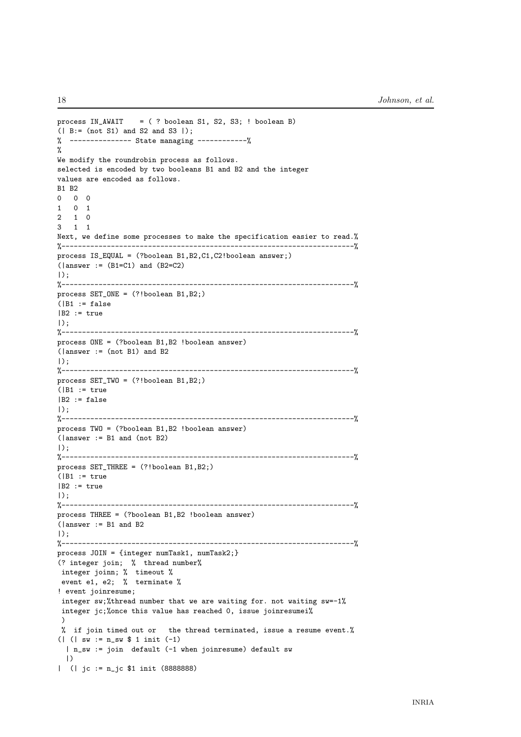```
process IN_AWAIT    = ( ? boolean S1, S2, S3; ! boolean B)
(| B:= (not S1) and S2 and S3 |);
%  -------------- State managing ------------%
%
We modify the roundrobin process as follows.
selected is encoded by two booleans B1 and B2 and the integer
values are encoded as follows.
B1 B2
0   0  0
1   0  1
2   1  0
3   1  1
Next, we define some processes to make the specification easier to read.%
%----------------------------------------------------------------------%
process IS_EQUAL = (?boolean B1,B2,C1,C2!boolean answer;)
(|answer := (B1=C1) and (B2=C2)
|);
%----------------------------------------------------------------------%
process SET_ONE = (?!boolean B1,B2;)
(|B1 := false
|B2 := true
|);
%----------------------------------------------------------------------%
process ONE = (?boolean B1,B2 !boolean answer)
(|answer := (not B1) and B2
|);
%----------------------------------------------------------------------%
process SET_TWO = (?!boolean B1,B2;)
(|B1 := true
|B2 := false
|);
%----------------------------------------------------------------------%
process TWO = (?boolean B1,B2 !boolean answer)
(|answer := B1 and (not B2)
|);
%----------------------------------------------------------------------%
process SET_THREE = (?!boolean B1,B2;)
(|B1 := true
|B2 := true
|);
%----------------------------------------------------------------------%
process THREE = (?boolean B1,B2 !boolean answer)
(|answer := B1 and B2
|);
%----------------------------------------------------------------------%
process JOIN = {integer numTask1, numTask2;}
(? integer join;  %  thread number%
 integer joinn; %  timeout %
 event e1, e2;  %  terminate %
! event joinresume;
 integer sw;%thread number that we are waiting for. not waiting sw=-1%
 integer jc;%once this value has reached 0, issue joinresumei%
 )
 %  if join timed out or   the thread terminated, issue a resume event.%
(| (| sw := n_sw $ 1 init (-1)
  | n_sw := join  default (-1 when joinresume) default sw
  |)
|  (| jc := n_jc $1 init (8888888)
```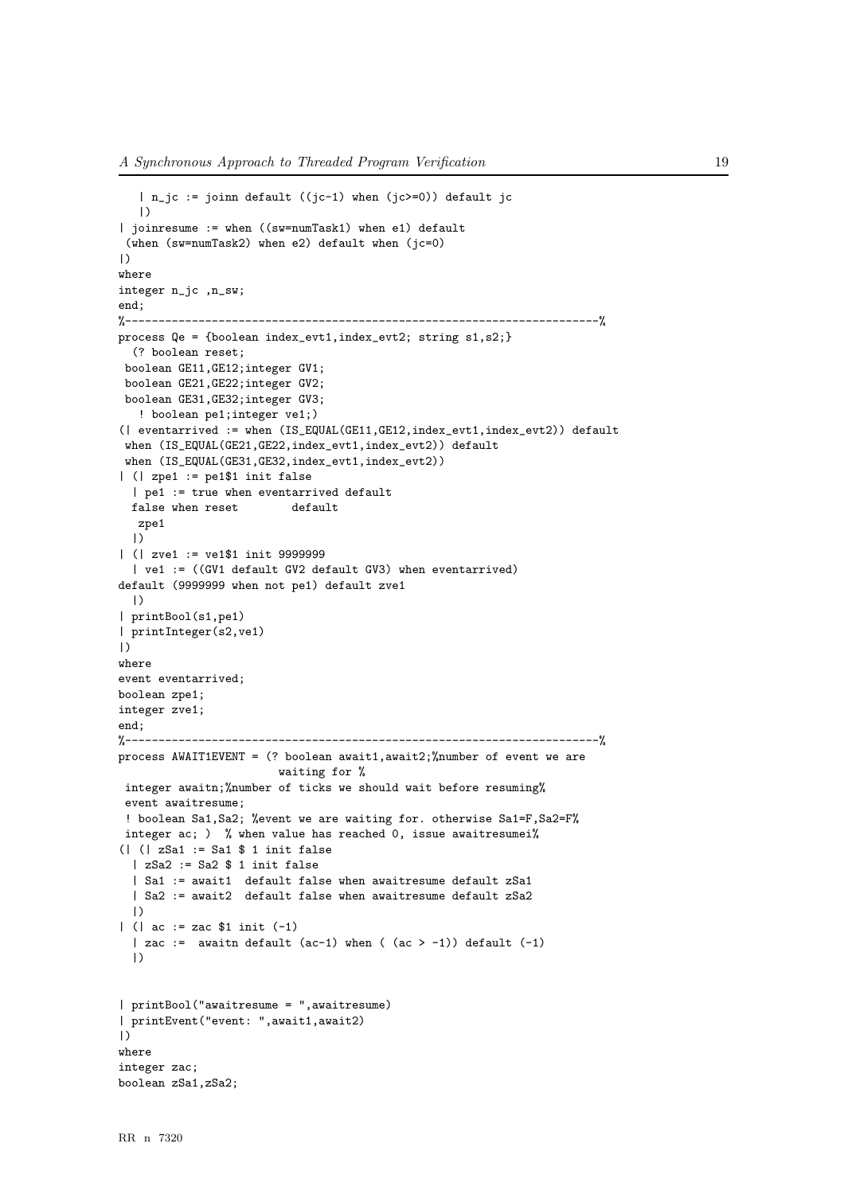```
   | n_jc := joinn default ((jc-1) when (jc>=0)) default jc
   |)
| joinresume := when ((sw=numTask1) when e1) default
 (when (sw=numTask2) when e2) default when (jc=0)
|)
where
integer n_jc ,n_sw;
end;
%----------------------------------------------------------------------%
process Qe = {boolean index_evt1,index_evt2; string s1,s2;}
  (? boolean reset;
 boolean GE11,GE12;integer GV1;
 boolean GE21,GE22;integer GV2;
 boolean GE31,GE32;integer GV3;
   ! boolean pe1;integer ve1;)
(| eventarrived := when (IS_EQUAL(GE11,GE12,index_evt1,index_evt2)) default
 when (IS_EQUAL(GE21,GE22,index_evt1,index_evt2)) default
 when (IS_EQUAL(GE31,GE32,index_evt1,index_evt2))
| (| zpe1 := pe1$1 init false
  | pe1 := true when eventarrived default
  false when reset        default
   zpe1
  |)
| (| zve1 := ve1$1 init 9999999
  | ve1 := ((GV1 default GV2 default GV3) when eventarrived)
default (9999999 when not pe1) default zve1
  |)
| printBool(s1,pe1)
| printInteger(s2,ve1)
|)
where
event eventarrived;
boolean zpe1;
integer zve1;
end;
%----------------------------------------------------------------------%
process AWAIT1EVENT = (? boolean await1,await2;%number of event we are
                        waiting for %
 integer awaitn;%number of ticks we should wait before resuming%
 event awaitresume;
 ! boolean Sa1,Sa2; %event we are waiting for. otherwise Sa1=F,Sa2=F%
 integer ac; )  % when value has reached 0, issue awaitresumei%
(| (| zSa1 := Sa1 $ 1 init false
  | zSa2 := Sa2 $ 1 init false
  | Sa1 := await1  default false when awaitresume default zSa1
  | Sa2 := await2  default false when awaitresume default zSa2
  |)
| (| ac := zac $1 init (-1)
  | zac :=  awaitn default (ac-1) when ( (ac > -1)) default (-1)
  |)


| printBool("awaitresume = ",awaitresume)
| printEvent("event: ",await1,await2)
|)
where
integer zac;
boolean zSa1,zSa2;
```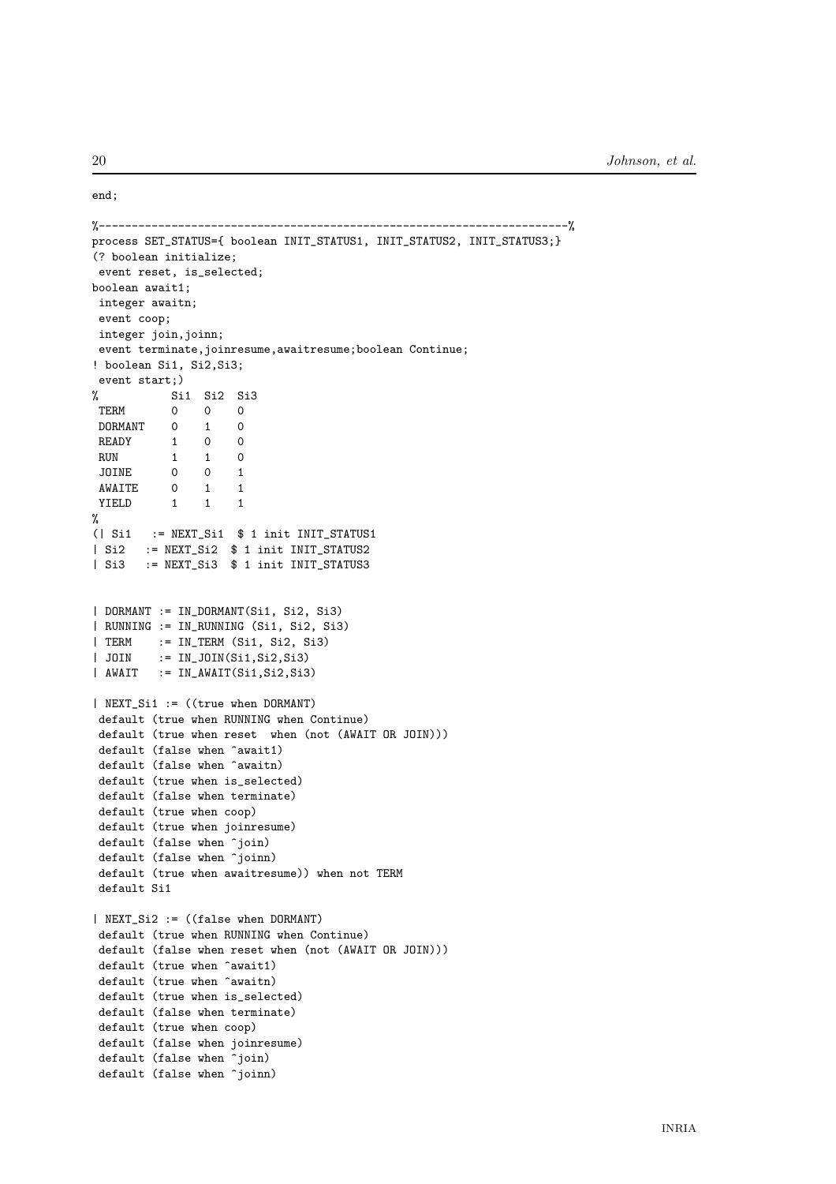```
end;

%-----------------------------------------------------------------------%
process SET_STATUS={ boolean INIT_STATUS1, INIT_STATUS2, INIT_STATUS3;}
(? boolean initialize;
 event reset, is_selected;
boolean await1;
 integer awaitn;
 event coop;
 integer join,joinn;
 event terminate,joinresume,awaitresume;boolean Continue;
! boolean Si1, Si2,Si3;
 event start;)
%           Si1  Si2  Si3
 TERM       0    0    0
 DORMANT    0    1    0
 READY      1    0    0
 RUN        1    1    0
 JOINE      0    0    1
 AWAITE     0    1    1
 YIELD      1    1    1
%
(| Si1   := NEXT_Si1  $ 1 init INIT_STATUS1
 | Si2   := NEXT_Si2  $ 1 init INIT_STATUS2
 | Si3   := NEXT_Si3  $ 1 init INIT_STATUS3


 | DORMANT := IN_DORMANT(Si1, Si2, Si3)
 | RUNNING := IN_RUNNING (Si1, Si2, Si3)
 | TERM    := IN_TERM (Si1, Si2, Si3)
 | JOIN    := IN_JOIN(Si1,Si2,Si3)
 | AWAIT   := IN_AWAIT(Si1,Si2,Si3)

 | NEXT_Si1 := ((true when DORMANT)
  default (true when RUNNING when Continue)
  default (true when reset  when (not (AWAIT OR JOIN)))
  default (false when ^await1)
  default (false when ^awaitn)
  default (true when is_selected)
  default (false when terminate)
  default (true when coop)
  default (true when joinresume)
  default (false when ^join)
  default (false when ^joinn)
  default (true when awaitresume)) when not TERM
  default Si1

 | NEXT_Si2 := ((false when DORMANT)
  default (true when RUNNING when Continue)
  default (false when reset when (not (AWAIT OR JOIN)))
  default (true when ^await1)
  default (true when ^awaitn)
  default (true when is_selected)
  default (false when terminate)
  default (true when coop)
  default (false when joinresume)
  default (false when ^join)
  default (false when ^joinn)
```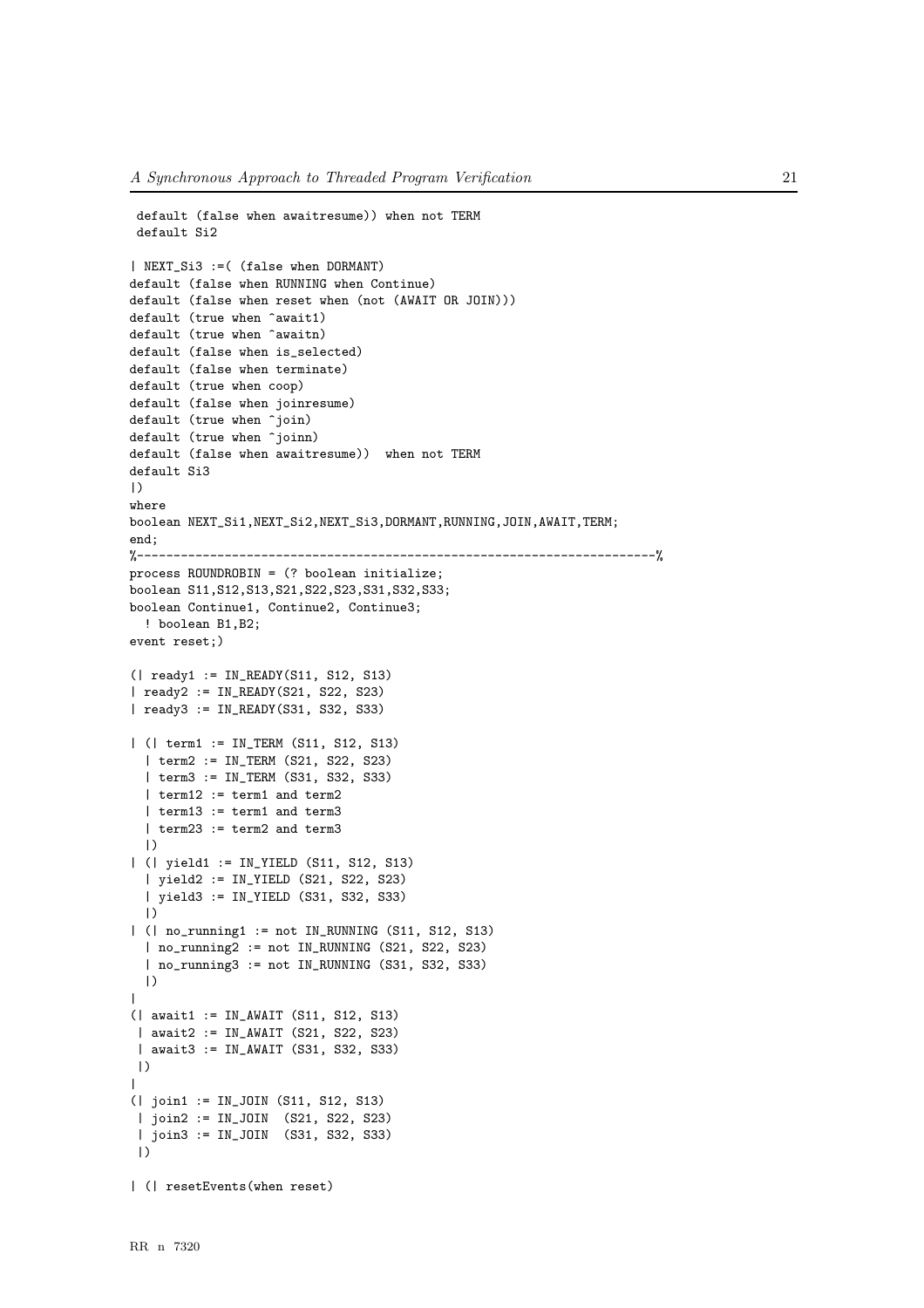```
 default (false when awaitresume)) when not TERM
 default Si2

| NEXT_Si3 :=( (false when DORMANT)
default (false when RUNNING when Continue)
default (false when reset when (not (AWAIT OR JOIN)))
default (true when ^await1)
default (true when ^awaitn)
default (false when is_selected)
default (false when terminate)
default (true when coop)
default (false when joinresume)
default (true when ^join)
default (true when ^joinn)
default (false when awaitresume))  when not TERM
default Si3
|)
where
boolean NEXT_Si1,NEXT_Si2,NEXT_Si3,DORMANT,RUNNING,JOIN,AWAIT,TERM;
end;
%---------------------------------------------------------------------%
process ROUNDROBIN = (? boolean initialize;
boolean S11,S12,S13,S21,S22,S23,S31,S32,S33;
boolean Continue1, Continue2, Continue3;
  ! boolean B1,B2;
event reset;)

(| ready1 := IN_READY(S11, S12, S13)
| ready2 := IN_READY(S21, S22, S23)
| ready3 := IN_READY(S31, S32, S33)

| (| term1 := IN_TERM (S11, S12, S13)
  | term2 := IN_TERM (S21, S22, S23)
  | term3 := IN_TERM (S31, S32, S33)
  | term12 := term1 and term2
  | term13 := term1 and term3
  | term23 := term2 and term3
  |)
| (| yield1 := IN_YIELD (S11, S12, S13)
  | yield2 := IN_YIELD (S21, S22, S23)
  | yield3 := IN_YIELD (S31, S32, S33)
  |)
| (| no_running1 := not IN_RUNNING (S11, S12, S13)
  | no_running2 := not IN_RUNNING (S21, S22, S23)
  | no_running3 := not IN_RUNNING (S31, S32, S33)
  |)
|
(| await1 := IN_AWAIT (S11, S12, S13)
 | await2 := IN_AWAIT (S21, S22, S23)
 | await3 := IN_AWAIT (S31, S32, S33)
 |)
|
(| join1 := IN_JOIN (S11, S12, S13)
 | join2 := IN_JOIN  (S21, S22, S23)
 | join3 := IN_JOIN  (S31, S32, S33)
 |)

| (| resetEvents(when reset)
```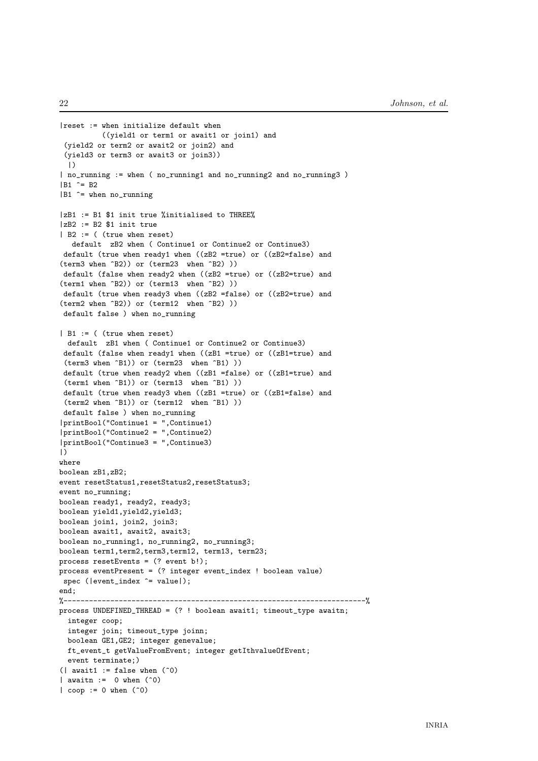```
|reset := when initialize default when
         ((yield1 or term1 or await1 or join1) and
 (yield2 or term2 or await2 or join2) and
 (yield3 or term3 or await3 or join3))
  |)
| no_running := when ( no_running1 and no_running2 and no_running3 )
|B1 ^= B2
|B1 ^= when no_running

|zB1 := B1 $1 init true %initialised to THREE%
|zB2 := B2 $1 init true
| B2 := ( (true when reset)
   default  zB2 when ( Continue1 or Continue2 or Continue3)
 default (true when ready1 when ((zB2 =true) or ((zB2=false) and
(term3 when ^B2)) or (term23  when ^B2) ))
 default (false when ready2 when ((zB2 =true) or ((zB2=true) and
(term1 when ^B2)) or (term13  when ^B2) ))
 default (true when ready3 when ((zB2 =false) or ((zB2=true) and
(term2 when ^B2)) or (term12  when ^B2) ))
 default false ) when no_running

| B1 := ( (true when reset)
  default  zB1 when ( Continue1 or Continue2 or Continue3)
 default (false when ready1 when ((zB1 =true) or ((zB1=true) and
 (term3 when ^B1)) or (term23  when ^B1) ))
 default (true when ready2 when ((zB1 =false) or ((zB1=true) and
 (term1 when ^B1)) or (term13  when ^B1) ))
 default (true when ready3 when ((zB1 =true) or ((zB1=false) and
 (term2 when ^B1)) or (term12  when ^B1) ))
 default false ) when no_running
|printBool("Continue1 = ",Continue1)
|printBool("Continue2 = ",Continue2)
|printBool("Continue3 = ",Continue3)
|)
where
boolean zB1,zB2;
event resetStatus1,resetStatus2,resetStatus3;
event no_running;
boolean ready1, ready2, ready3;
boolean yield1,yield2,yield3;
boolean join1, join2, join3;
boolean await1, await2, await3;
boolean no_running1, no_running2, no_running3;
boolean term1,term2,term3,term12, term13, term23;
process resetEvents = (? event b!);
process eventPresent = (? integer event_index ! boolean value)
 spec (|event_index ^= value|);
end;
%----------------------------------------------------------------------%
process UNDEFINED_THREAD = (? ! boolean await1; timeout_type awaitn;
  integer coop;
  integer join; timeout_type joinn;
  boolean GE1,GE2; integer genevalue;
  ft_event_t getValueFromEvent; integer getIthvalueOfEvent;
  event terminate;)
(| await1 := false when (^0)
| awaitn :=  0 when (^0)
| coop := 0 when (^0)
```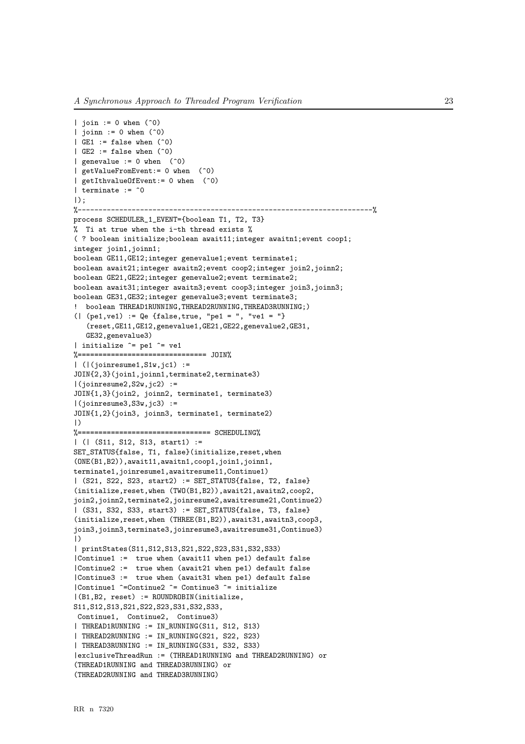```
| join := 0 when (^0)
| joinn := 0 when (^0)
| GE1 := false when (^0)
| GE2 := false when (^0)
| genevalue := 0 when  (^0)
| getValueFromEvent:= 0 when  (^0)
| getIthvalueOfEvent:= 0 when  (^0)
| terminate := ^0
|);
%--------------------------------------------------------------------%
process SCHEDULER_1_EVENT={boolean T1, T2, T3}
%  Ti at true when the i-th thread exists %
( ? boolean initialize;boolean await11;integer awaitn1;event coop1;
integer join1,joinn1;
boolean GE11,GE12;integer genevalue1;event terminate1;
boolean await21;integer awaitn2;event coop2;integer join2,joinn2;
boolean GE21,GE22;integer genevalue2;event terminate2;
boolean await31;integer awaitn3;event coop3;integer join3,joinn3;
boolean GE31,GE32;integer genevalue3;event terminate3;
!  boolean THREAD1RUNNING,THREAD2RUNNING,THREAD3RUNNING;)
(| (pe1,ve1) := Qe {false,true, "pe1 = ", "ve1 = "}
   (reset,GE11,GE12,genevalue1,GE21,GE22,genevalue2,GE31,
   GE32,genevalue3)
| initialize ^= pe1 ^= ve1
%============================== JOIN%
| (|(joinresume1,S1w,jc1) :=
JOIN{2,3}(join1,joinn1,terminate2,terminate3)
|(joinresume2,S2w,jc2) :=
JOIN{1,3}(join2, joinn2, terminate1, terminate3)
|(joinresume3,S3w,jc3) :=
JOIN{1,2}(join3, joinn3, terminate1, terminate2)
|)
%=============================== SCHEDULING%
| (| (S11, S12, S13, start1) :=
SET_STATUS{false, T1, false}(initialize,reset,when
(ONE(B1,B2)),await11,awaitn1,coop1,join1,joinn1,
terminate1,joinresume1,awaitresume11,Continue1)
| (S21, S22, S23, start2) := SET_STATUS{false, T2, false}
(initialize,reset,when (TWO(B1,B2)),await21,awaitn2,coop2,
join2,joinn2,terminate2,joinresume2,awaitresume21,Continue2)
| (S31, S32, S33, start3) := SET_STATUS{false, T3, false}
(initialize,reset,when (THREE(B1,B2)),await31,awaitn3,coop3,
join3,joinn3,terminate3,joinresume3,awaitresume31,Continue3)
|)
| printStates(S11,S12,S13,S21,S22,S23,S31,S32,S33)
|Continue1 :=  true when (await11 when pe1) default false
|Continue2 :=  true when (await21 when pe1) default false
|Continue3 :=  true when (await31 when pe1) default false
|Continue1 ^=Continue2 ^= Continue3 ^= initialize
|(B1,B2, reset) := ROUNDROBIN(initialize,
S11,S12,S13,S21,S22,S23,S31,S32,S33,
 Continue1,  Continue2,  Continue3)
| THREAD1RUNNING := IN_RUNNING(S11, S12, S13)
| THREAD2RUNNING := IN_RUNNING(S21, S22, S23)
| THREAD3RUNNING := IN_RUNNING(S31, S32, S33)
|exclusiveThreadRun := (THREAD1RUNNING and THREAD2RUNNING) or
(THREAD1RUNNING and THREAD3RUNNING) or
(THREAD2RUNNING and THREAD3RUNNING)
```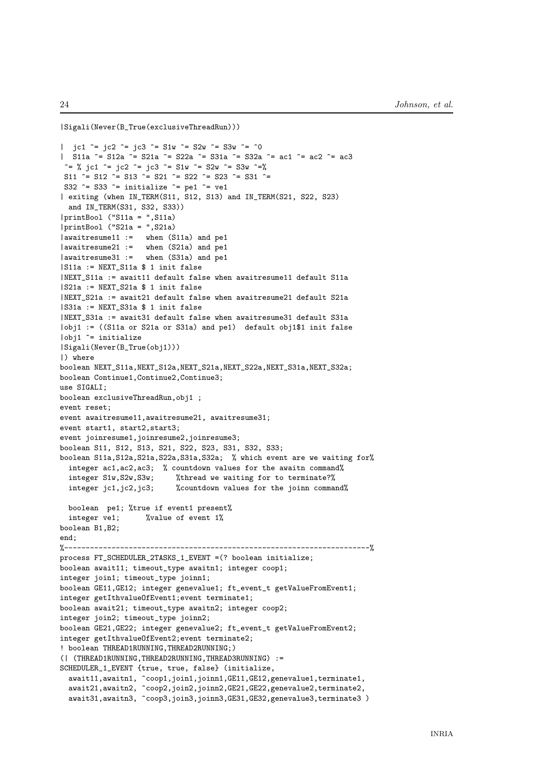```
|Sigali(Never(B_True(exclusiveThreadRun)))

|  jc1 ^= jc2 ^= jc3 ^= S1w ^= S2w ^= S3w ^= ^0
|  S11a ^= S12a ^= S21a ^= S22a ^= S31a ^= S32a ^= ac1 ^= ac2 ^= ac3
 ^= % jc1 ^= jc2 ^= jc3 ^= S1w ^= S2w ^= S3w ^=%
 S11 ^= S12 ^= S13 ^= S21 ^= S22 ^= S23 ^= S31 ^=
 S32 ^= S33 ^= initialize ^= pe1 ^= ve1
| exiting (when IN_TERM(S11, S12, S13) and IN_TERM(S21, S22, S23)
  and IN_TERM(S31, S32, S33))
|printBool ("S11a = ",S11a)
|printBool ("S21a = ",S21a)
|awaitresume11 :=   when (S11a) and pe1
|awaitresume21 :=   when (S21a) and pe1
|awaitresume31 :=   when (S31a) and pe1
|S11a := NEXT_S11a $ 1 init false
|NEXT_S11a := await11 default false when awaitresume11 default S11a
|S21a := NEXT_S21a $ 1 init false
|NEXT_S21a := await21 default false when awaitresume21 default S21a
|S31a := NEXT_S31a $ 1 init false
|NEXT_S31a := await31 default false when awaitresume31 default S31a
|obj1 := ((S11a or S21a or S31a) and pe1)  default obj1$1 init false
|obj1 ^= initialize
|Sigali(Never(B_True(obj1)))
|) where
boolean NEXT_S11a,NEXT_S12a,NEXT_S21a,NEXT_S22a,NEXT_S31a,NEXT_S32a;
boolean Continue1,Continue2,Continue3;
use SIGALI;
boolean exclusiveThreadRun,obj1 ;
event reset;
event awaitresume11,awaitresume21, awaitresume31;
event start1, start2,start3;
event joinresume1,joinresume2,joinresume3;
boolean S11, S12, S13, S21, S22, S23, S31, S32, S33;
boolean S11a,S12a,S21a,S22a,S31a,S32a;  % which event are we waiting for%
  integer ac1,ac2,ac3;  % countdown values for the awaitn command%
  integer S1w,S2w,S3w;      %thread we waiting for to terminate?%
  integer jc1,jc2,jc3;      %countdown values for the joinn command%

  boolean  pe1; %true if event1 present%
  integer ve1;      %value of event 1%
boolean B1,B2;
end;
%----------------------------------------------------------------------%
process FT_SCHEDULER_2TASKS_1_EVENT =(? boolean initialize;
boolean await11; timeout_type awaitn1; integer coop1;
integer join1; timeout_type joinn1;
boolean GE11,GE12; integer genevalue1; ft_event_t getValueFromEvent1;
integer getIthvalueOfEvent1;event terminate1;
boolean await21; timeout_type awaitn2; integer coop2;
integer join2; timeout_type joinn2;
boolean GE21,GE22; integer genevalue2; ft_event_t getValueFromEvent2;
integer getIthvalueOfEvent2;event terminate2;
! boolean THREAD1RUNNING,THREAD2RUNNING;)
(| (THREAD1RUNNING,THREAD2RUNNING,THREAD3RUNNING) :=
SCHEDULER_1_EVENT {true, true, false} (initialize,
  await11,awaitn1, ^coop1,join1,joinn1,GE11,GE12,genevalue1,terminate1,
  await21,awaitn2, ^coop2,join2,joinn2,GE21,GE22,genevalue2,terminate2,
  await31,awaitn3, ^coop3,join3,joinn3,GE31,GE32,genevalue3,terminate3 )
```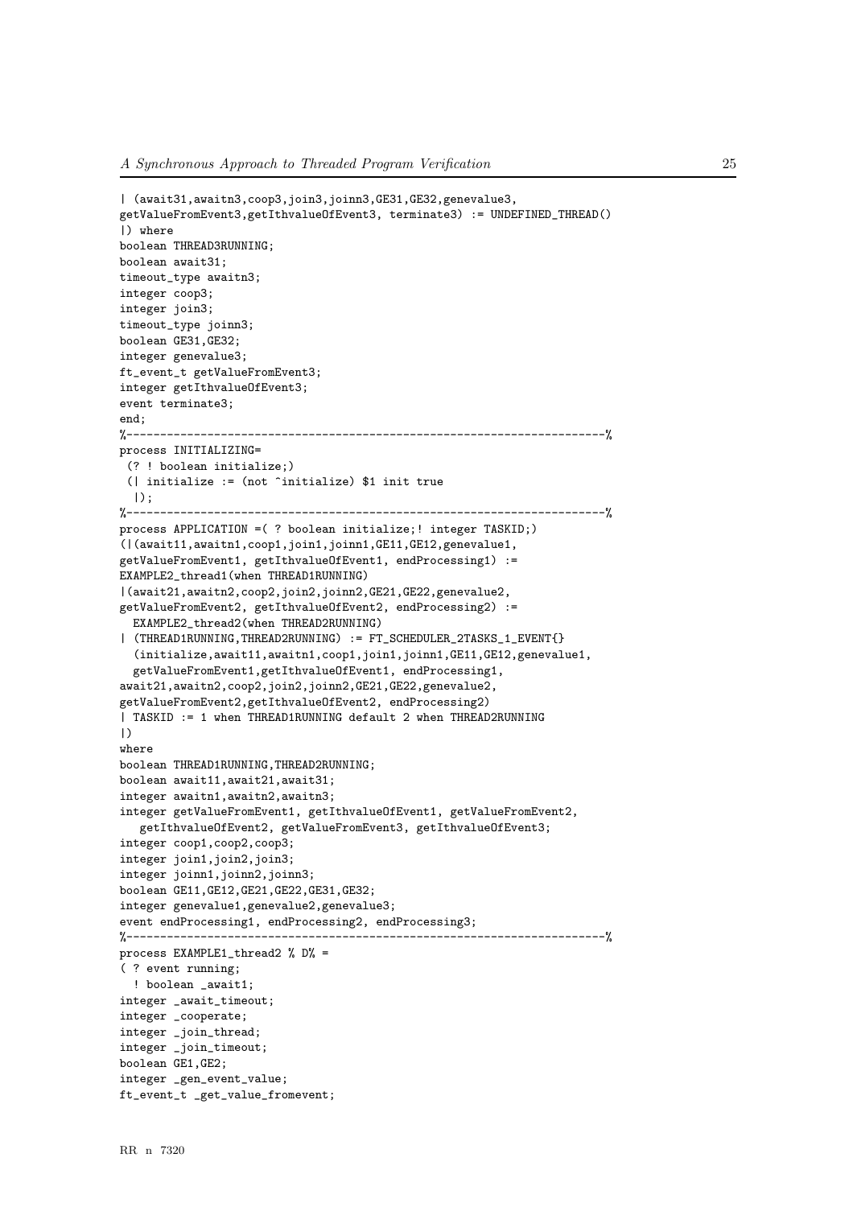```
| (await31,awaitn3,coop3,join3,joinn3,GE31,GE32,genevalue3,
getValueFromEvent3,getIthvalueOfEvent3, terminate3) := UNDEFINED_THREAD()
|) where
boolean THREAD3RUNNING;
boolean await31;
timeout_type awaitn3;
integer coop3;
integer join3;
timeout_type joinn3;
boolean GE31,GE32;
integer genevalue3;
ft_event_t getValueFromEvent3;
integer getIthvalueOfEvent3;
event terminate3;
end;
%---------------------------------------------------------------------%
process INITIALIZING=
 (? ! boolean initialize;)
 (| initialize := (not ^initialize) $1 init true
  |);
%---------------------------------------------------------------------%
process APPLICATION =( ? boolean initialize;! integer TASKID;)
(|(await11,awaitn1,coop1,join1,joinn1,GE11,GE12,genevalue1,
getValueFromEvent1, getIthvalueOfEvent1, endProcessing1) :=
EXAMPLE2_thread1(when THREAD1RUNNING)
|(await21,awaitn2,coop2,join2,joinn2,GE21,GE22,genevalue2,
getValueFromEvent2, getIthvalueOfEvent2, endProcessing2) :=
  EXAMPLE2_thread2(when THREAD2RUNNING)
| (THREAD1RUNNING,THREAD2RUNNING) := FT_SCHEDULER_2TASKS_1_EVENT{}
  (initialize,await11,awaitn1,coop1,join1,joinn1,GE11,GE12,genevalue1,
  getValueFromEvent1,getIthvalueOfEvent1, endProcessing1,
await21,awaitn2,coop2,join2,joinn2,GE21,GE22,genevalue2,
getValueFromEvent2,getIthvalueOfEvent2, endProcessing2)
| TASKID := 1 when THREAD1RUNNING default 2 when THREAD2RUNNING
|)
where
boolean THREAD1RUNNING,THREAD2RUNNING;
boolean await11,await21,await31;
integer awaitn1,awaitn2,awaitn3;
integer getValueFromEvent1, getIthvalueOfEvent1, getValueFromEvent2,
   getIthvalueOfEvent2, getValueFromEvent3, getIthvalueOfEvent3;
integer coop1,coop2,coop3;
integer join1,join2,join3;
integer joinn1,joinn2,joinn3;
boolean GE11,GE12,GE21,GE22,GE31,GE32;
integer genevalue1,genevalue2,genevalue3;
event endProcessing1, endProcessing2, endProcessing3;
%---------------------------------------------------------------------%
process EXAMPLE1_thread2 % D% =
( ? event running;
  ! boolean _await1;
integer _await_timeout;
integer _cooperate;
integer _join_thread;
integer _join_timeout;
boolean GE1,GE2;
integer _gen_event_value;
ft_event_t _get_value_fromevent;
```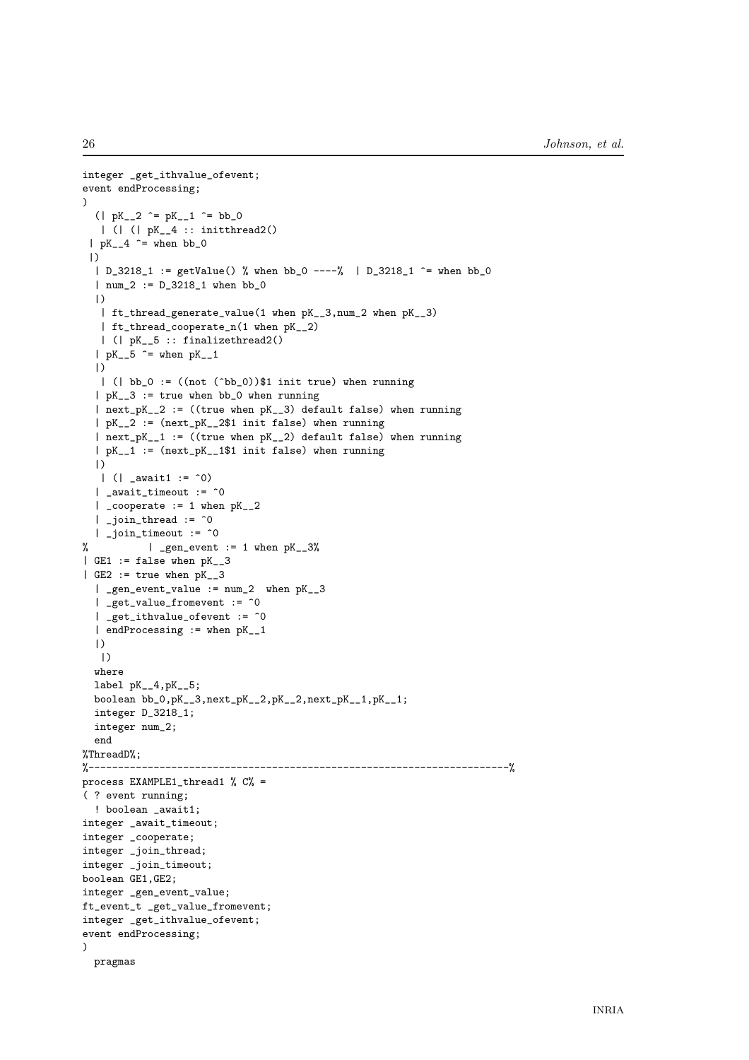```
integer _get_ithvalue_ofevent;
event endProcessing;
)
  (| pK__2 ^= pK__1 ^= bb_0
   | (| (| pK__4 :: initthread2()
 | pK__4 ^= when bb_0
 |)
  | D_3218_1 := getValue() % when bb_0 ----%  | D_3218_1 ^= when bb_0
  | num_2 := D_3218_1 when bb_0
  |)
   | ft_thread_generate_value(1 when pK__3,num_2 when pK__3)
   | ft_thread_cooperate_n(1 when pK__2)
   | (| pK__5 :: finalizethread2()
  | pK__5 ^= when pK__1
  |)
   | (| bb_0 := ((not (^bb_0))$1 init true) when running
  | pK__3 := true when bb_0 when running
  | next_pK__2 := ((true when pK__3) default false) when running
  | pK__2 := (next_pK__2$1 init false) when running
  | next_pK__1 := ((true when pK__2) default false) when running
  | pK__1 := (next_pK__1$1 init false) when running
  |)
   | (| _await1 := ^0)
  | _await_timeout := ^0
  | _cooperate := 1 when pK__2
  | _join_thread := ^0
  | _join_timeout := ^0
%          | _gen_event := 1 when pK__3%
| GE1 := false when pK__3
| GE2 := true when pK__3
  | _gen_event_value := num_2  when pK__3
  | _get_value_fromevent := ^0
  | _get_ithvalue_ofevent := ^0
  | endProcessing := when pK__1
  |)
   |)
  where
  label pK__4,pK__5;
  boolean bb_0,pK__3,next_pK__2,pK__2,next_pK__1,pK__1;
  integer D_3218_1;
  integer num_2;
  end
%ThreadD%;
%---------------------------------------------------------------------%
process EXAMPLE1_thread1 % C% =
( ? event running;
  ! boolean _await1;
integer _await_timeout;
integer _cooperate;
integer _join_thread;
integer _join_timeout;
boolean GE1,GE2;
integer _gen_event_value;
ft_event_t _get_value_fromevent;
integer _get_ithvalue_ofevent;
event endProcessing;
)
  pragmas
```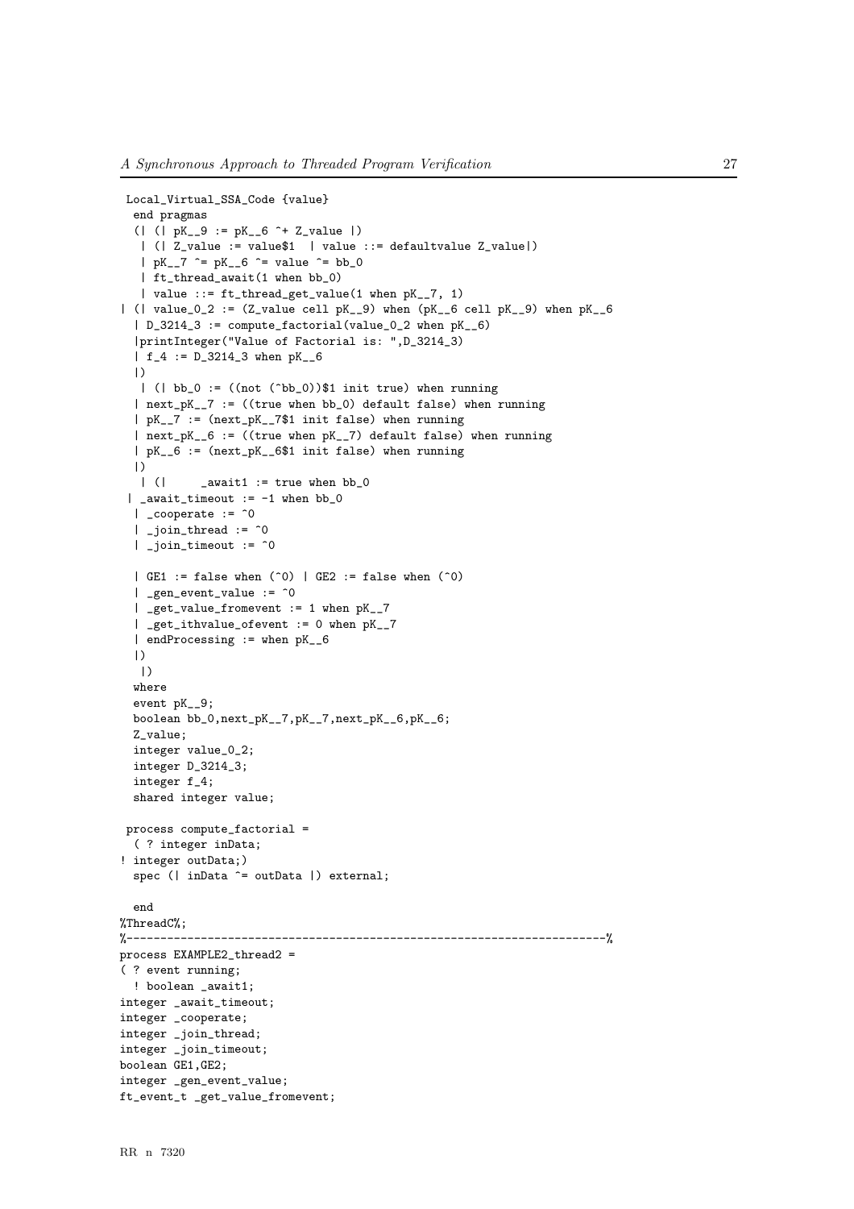```
 Local_Virtual_SSA_Code {value}
  end pragmas
  (| (| pK__9 := pK__6 ^+ Z_value |)
   | (| Z_value := value$1  | value ::= defaultvalue Z_value|)
   | pK__7 ^= pK__6 ^= value ^= bb_0
   | ft_thread_await(1 when bb_0)
   | value ::= ft_thread_get_value(1 when pK__7, 1)
| (| value_0_2 := (Z_value cell pK__9) when (pK__6 cell pK__9) when pK__6
  | D_3214_3 := compute_factorial(value_0_2 when pK__6)
  |printInteger("Value of Factorial is: ",D_3214_3)
  | f_4 := D_3214_3 when pK__6
  |)
   | (| bb_0 := ((not (^bb_0))$1 init true) when running
  | next_pK__7 := ((true when bb_0) default false) when running
  | pK__7 := (next_pK__7$1 init false) when running
  | next_pK__6 := ((true when pK__7) default false) when running
  | pK__6 := (next_pK__6$1 init false) when running
  |)
   | (|     _await1 := true when bb_0
 | _await_timeout := -1 when bb_0
  | _cooperate := ^0
  | _join_thread := ^0
  | _join_timeout := ^0

  | GE1 := false when (^0) | GE2 := false when (^0)
  | _gen_event_value := ^0
  | _get_value_fromevent := 1 when pK__7
  | _get_ithvalue_ofevent := 0 when pK__7
  | endProcessing := when pK__6
  |)
   |)
  where
  event pK__9;
  boolean bb_0,next_pK__7,pK__7,next_pK__6,pK__6;
  Z_value;
  integer value_0_2;
  integer D_3214_3;
  integer f_4;
  shared integer value;

 process compute_factorial =
  ( ? integer inData;
! integer outData;)
  spec (| inData ^= outData |) external;

  end
%ThreadC%;
%-----------------------------------------------------------------------%
process EXAMPLE2_thread2 =
( ? event running;
  ! boolean _await1;
integer _await_timeout;
integer _cooperate;
integer _join_thread;
integer _join_timeout;
boolean GE1,GE2;
integer _gen_event_value;
ft_event_t _get_value_fromevent;
```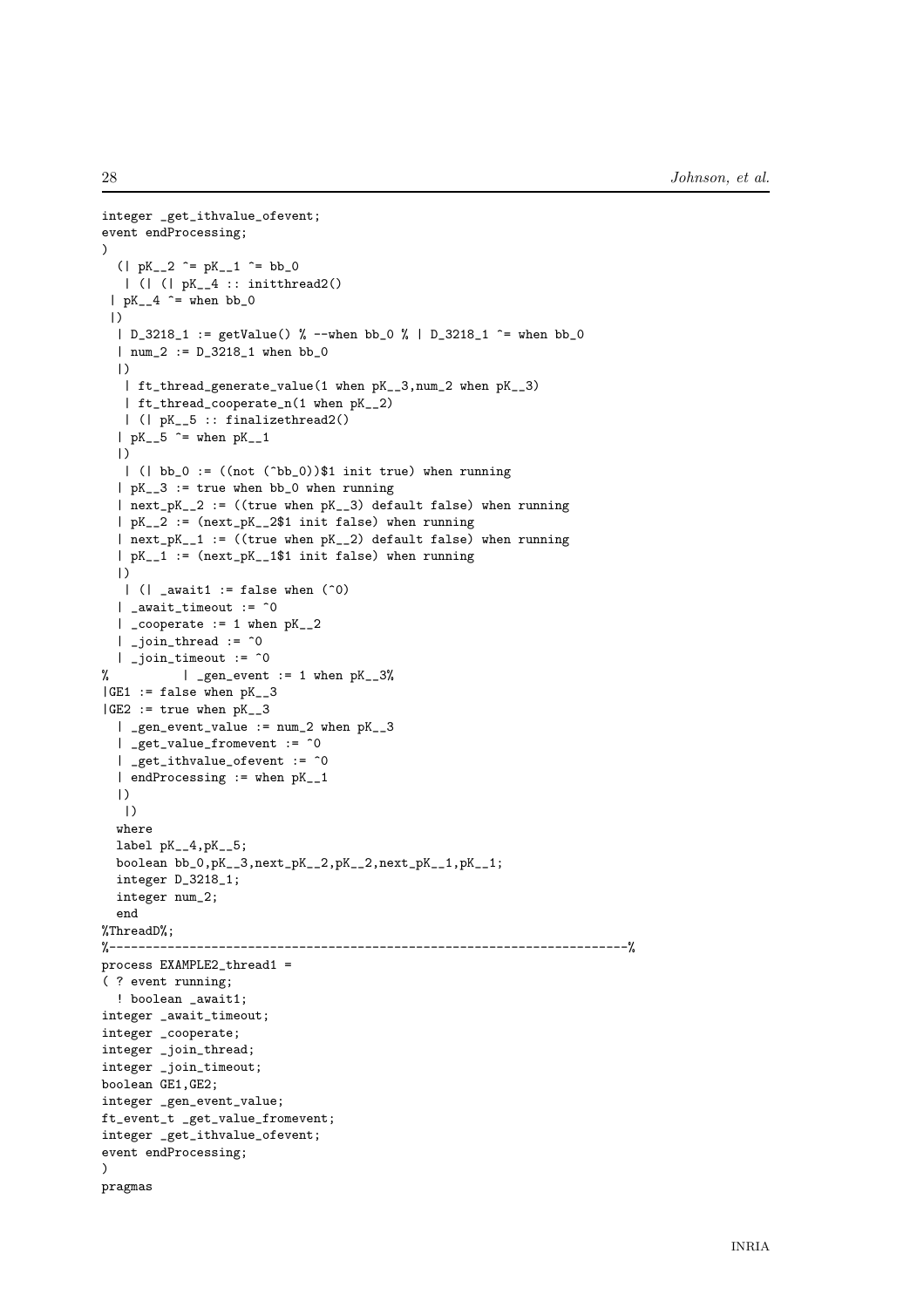```
integer _get_ithvalue_ofevent;
event endProcessing;
)
  (| pK__2 ^= pK__1 ^= bb_0
   | (| (| pK__4 :: initthread2()
 | pK__4 ^= when bb_0
 |)
  | D_3218_1 := getValue() % --when bb_0 % | D_3218_1 ^= when bb_0
  | num_2 := D_3218_1 when bb_0
  |)
   | ft_thread_generate_value(1 when pK__3,num_2 when pK__3)
   | ft_thread_cooperate_n(1 when pK__2)
   | (| pK__5 :: finalizethread2()
  | pK__5 ^= when pK__1
  |)
   | (| bb_0 := ((not (^bb_0))$1 init true) when running
  | pK__3 := true when bb_0 when running
  | next_pK__2 := ((true when pK__3) default false) when running
  | pK__2 := (next_pK__2$1 init false) when running
  | next_pK__1 := ((true when pK__2) default false) when running
  | pK__1 := (next_pK__1$1 init false) when running
  |)
   | (| _await1 := false when (^0)
  | _await_timeout := ^0
  | _cooperate := 1 when pK__2
  | _join_thread := ^0
  | _join_timeout := ^0
%          | _gen_event := 1 when pK__3%
|GE1 := false when pK__3
|GE2 := true when pK__3
  | _gen_event_value := num_2 when pK__3
  | _get_value_fromevent := ^0
  | _get_ithvalue_ofevent := ^0
  | endProcessing := when pK__1
  |)
   |)
  where
  label pK__4,pK__5;
  boolean bb_0,pK__3,next_pK__2,pK__2,next_pK__1,pK__1;
  integer D_3218_1;
  integer num_2;
  end
%ThreadD%;
%----------------------------------------------------------------------%
process EXAMPLE2_thread1 =
( ? event running;
  ! boolean _await1;
integer _await_timeout;
integer _cooperate;
integer _join_thread;
integer _join_timeout;
boolean GE1,GE2;
integer _gen_event_value;
ft_event_t _get_value_fromevent;
integer _get_ithvalue_ofevent;
event endProcessing;
)
pragmas
```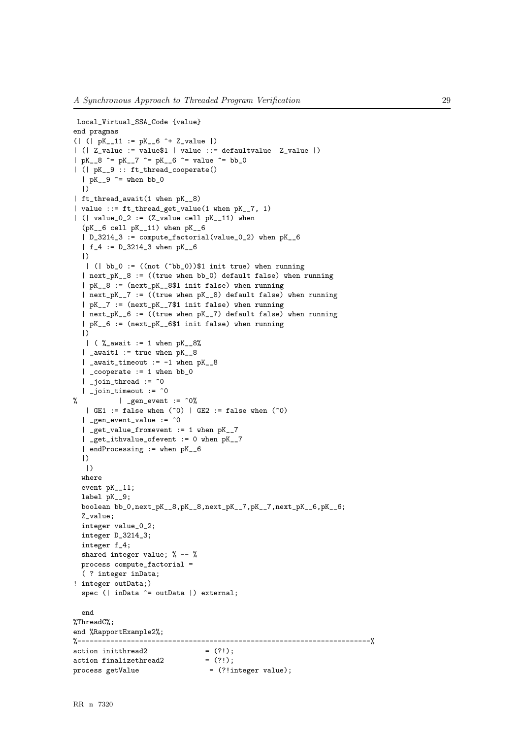```
 Local_Virtual_SSA_Code {value}
end pragmas
(| (| pK__11 := pK__6 ^+ Z_value |)
| (| Z_value := value$1 | value ::= defaultvalue  Z_value |)
| pK__8 ^= pK__7 ^= pK__6 ^= value ^= bb_0
| (| pK__9 :: ft_thread_cooperate()
  | pK__9 ^= when bb_0
  |)
| ft_thread_await(1 when pK__8)
| value ::= ft_thread_get_value(1 when pK__7, 1)
| (| value_0_2 := (Z_value cell pK__11) when
  (pK__6 cell pK__11) when pK__6
  | D_3214_3 := compute_factorial(value_0_2) when pK__6
  | f_4 := D_3214_3 when pK__6
  |)
   | (| bb_0 := ((not (^bb_0))$1 init true) when running
  | next_pK__8 := ((true when bb_0) default false) when running
  | pK__8 := (next_pK__8$1 init false) when running
  | next_pK__7 := ((true when pK__8) default false) when running
  | pK__7 := (next_pK__7$1 init false) when running
  | next_pK__6 := ((true when pK__7) default false) when running
  | pK__6 := (next_pK__6$1 init false) when running
  |)
   | ( %_await := 1 when pK__8%
  | _await1 := true when pK__8
  | _await_timeout := -1 when pK__8
  | _cooperate := 1 when bb_0
  | _join_thread := ^0
  | _join_timeout := ^0
%          | _gen_event := ^0%
   | GE1 := false when (^0) | GE2 := false when (^0)
  | _gen_event_value := ^0
  | _get_value_fromevent := 1 when pK__7
  | _get_ithvalue_ofevent := 0 when pK__7
  | endProcessing := when pK__6
  |)
   |)
  where
  event pK__11;
  label pK__9;
  boolean bb_0,next_pK__8,pK__8,next_pK__7,pK__7,next_pK__6,pK__6;
  Z_value;
  integer value_0_2;
  integer D_3214_3;
  integer f_4;
  shared integer value; % -- %
  process compute_factorial =
  ( ? integer inData;
! integer outData;)
  spec (| inData ^= outData |) external;

  end
%ThreadC%;
end %RapportExample2%;
%----------------------------------------------------------------------%
action initthread2              = (?!);
action finalizethread2          = (?!);
process getValue                 = (?!integer value);
```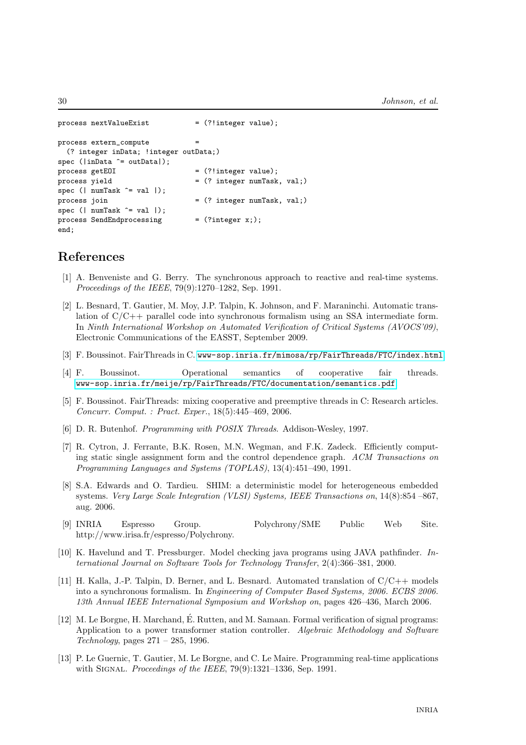```
process nextValueExist          = (?!integer value);

process extern_compute          =
  (? integer inData; !integer outData;)
spec (|inData ^= outData|);
process getEOI                  = (?!integer value);
process yield                   = (? integer numTask, val;)
spec (| numTask ^= val |);
process join                    = (? integer numTask, val;)
spec (| numTask ^= val |);
process SendEndprocessing       = (?integer x;);
end;
```

# References

[1] A. Benveniste and G. Berry. The synchronous approach to reactive and real-time systems. *Proceedings of the IEEE*, 79(9):1270–1282, Sep. 1991.

[2] L. Besnard, T. Gautier, M. Moy, J.P. Talpin, K. Johnson, and F. Maraninchi. Automatic translation of C/C++ parallel code into synchronous formalism using an SSA intermediate form. In *Ninth International Workshop on Automated Verification of Critical Systems (AVOCS'09)*, Electronic Communications of the EASST, September 2009.

[3] F. Boussinot. FairThreads in C. www-sop.inria.fr/mimosa/rp/FairThreads/FTC/index.html

[4] F. Boussinot. Operational semantics of cooperative fair threads. www-sop.inria.fr/meije/rp/FairThreads/FTC/documentation/semantics.pdf

[5] F. Boussinot. FairThreads: mixing cooperative and preemptive threads in C: Research articles. *Concurr. Comput. : Pract. Exper.*, 18(5):445–469, 2006.

[6] D. R. Butenhof. *Programming with POSIX Threads*. Addison-Wesley, 1997.

[7] R. Cytron, J. Ferrante, B.K. Rosen, M.N. Wegman, and F.K. Zadeck. Efficiently computing static single assignment form and the control dependence graph. *ACM Transactions on Programming Languages and Systems (TOPLAS)*, 13(4):451–490, 1991.

[8] S.A. Edwards and O. Tardieu. SHIM: a deterministic model for heterogeneous embedded systems. *Very Large Scale Integration (VLSI) Systems, IEEE Transactions on*, 14(8):854 –867, aug. 2006.

[9] INRIA Espresso Group. Polychrony/SME Public Web Site. http://www.irisa.fr/espresso/Polychrony.

[10] K. Havelund and T. Pressburger. Model checking java programs using JAVA pathfinder. *International Journal on Software Tools for Technology Transfer*, 2(4):366–381, 2000.

[11] H. Kalla, J.-P. Talpin, D. Berner, and L. Besnard. Automated translation of C/C++ models into a synchronous formalism. In *Engineering of Computer Based Systems, 2006. ECBS 2006. 13th Annual IEEE International Symposium and Workshop on*, pages 426–436, March 2006.

[12] M. Le Borgne, H. Marchand, É. Rutten, and M. Samaan. Formal verification of signal programs: Application to a power transformer station controller. *Algebraic Methodology and Software Technology*, pages 271 – 285, 1996.

[13] P. Le Guernic, T. Gautier, M. Le Borgne, and C. Le Maire. Programming real-time applications with SIGNAL. *Proceedings of the IEEE*, 79(9):1321–1336, Sep. 1991.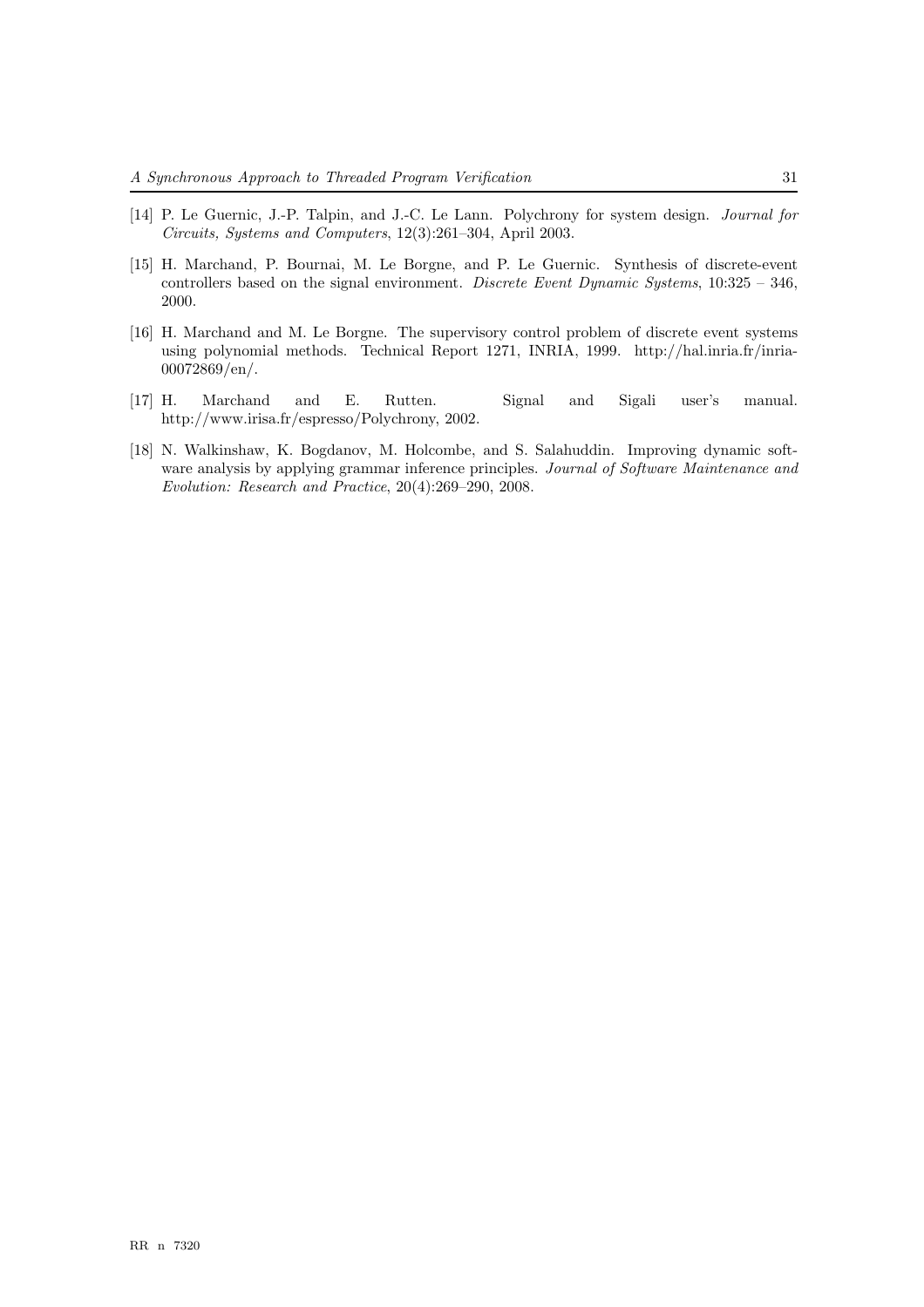[14] P. Le Guernic, J.-P. Talpin, and J.-C. Le Lann. Polychrony for system design. *Journal for Circuits, Systems and Computers*, 12(3):261–304, April 2003.

[15] H. Marchand, P. Bournai, M. Le Borgne, and P. Le Guernic. Synthesis of discrete-event controllers based on the signal environment. *Discrete Event Dynamic Systems*, 10:325 – 346, 2000.

[16] H. Marchand and M. Le Borgne. The supervisory control problem of discrete event systems using polynomial methods. Technical Report 1271, INRIA, 1999. http://hal.inria.fr/inria-00072869/en/.

[17] H. Marchand and E. Rutten. Signal and Sigali user's manual. http://www.irisa.fr/espresso/Polychrony, 2002.

[18] N. Walkinshaw, K. Bogdanov, M. Holcombe, and S. Salahuddin. Improving dynamic software analysis by applying grammar inference principles. *Journal of Software Maintenance and Evolution: Research and Practice*, 20(4):269–290, 2008.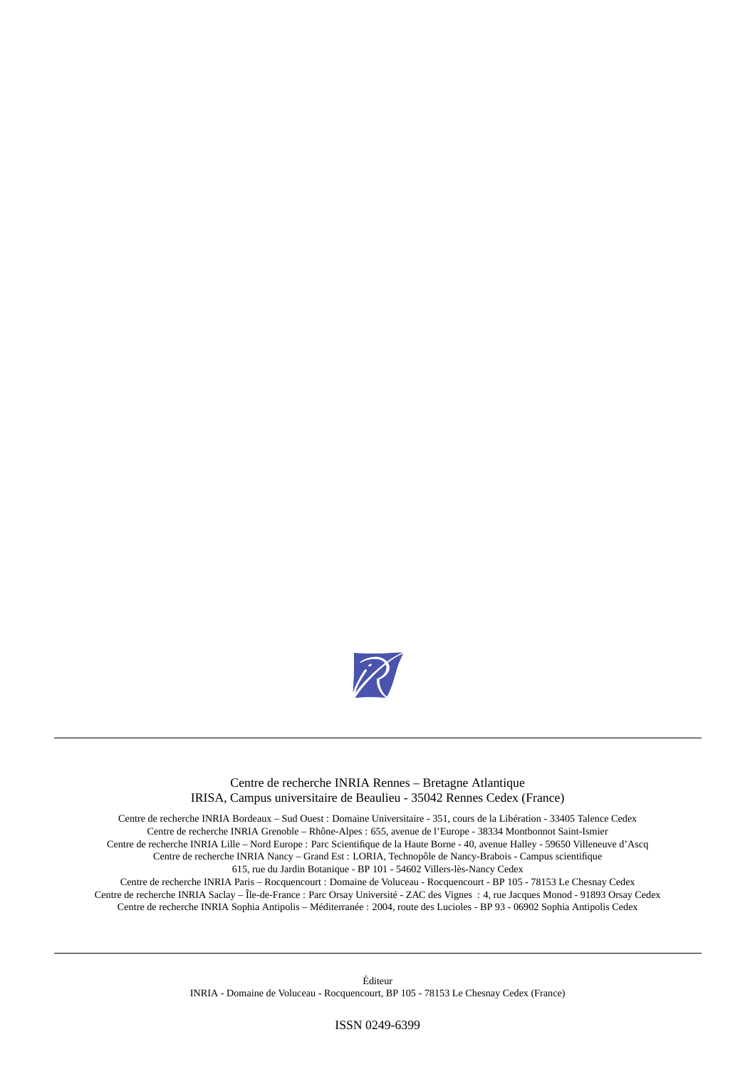Centre de recherche INRIA Rennes – Bretagne Atlantique
IRISA, Campus universitaire de Beaulieu - 35042 Rennes Cedex (France)

Centre de recherche INRIA Bordeaux – Sud Ouest : Domaine Universitaire - 351, cours de la Libération - 33405 Talence Cedex
Centre de recherche INRIA Grenoble – Rhône-Alpes : 655, avenue de l'Europe - 38334 Montbonnot Saint-Ismier
Centre de recherche INRIA Lille – Nord Europe : Parc Scientifique de la Haute Borne - 40, avenue Halley - 59650 Villeneuve d'Ascq
Centre de recherche INRIA Nancy – Grand Est : LORIA, Technopôle de Nancy-Brabois - Campus scientifique
615, rue du Jardin Botanique - BP 101 - 54602 Villers-lès-Nancy Cedex
Centre de recherche INRIA Paris – Rocquencourt : Domaine de Voluceau - Rocquencourt - BP 105 - 78153 Le Chesnay Cedex
Centre de recherche INRIA Saclay – Île-de-France : Parc Orsay Université - ZAC des Vignes : 4, rue Jacques Monod - 91893 Orsay Cedex
Centre de recherche INRIA Sophia Antipolis – Méditerranée : 2004, route des Lucioles - BP 93 - 06902 Sophia Antipolis Cedex

---

Éditeur
INRIA - Domaine de Voluceau - Rocquencourt, BP 105 - 78153 Le Chesnay Cedex (France)

ISSN 0249-6399